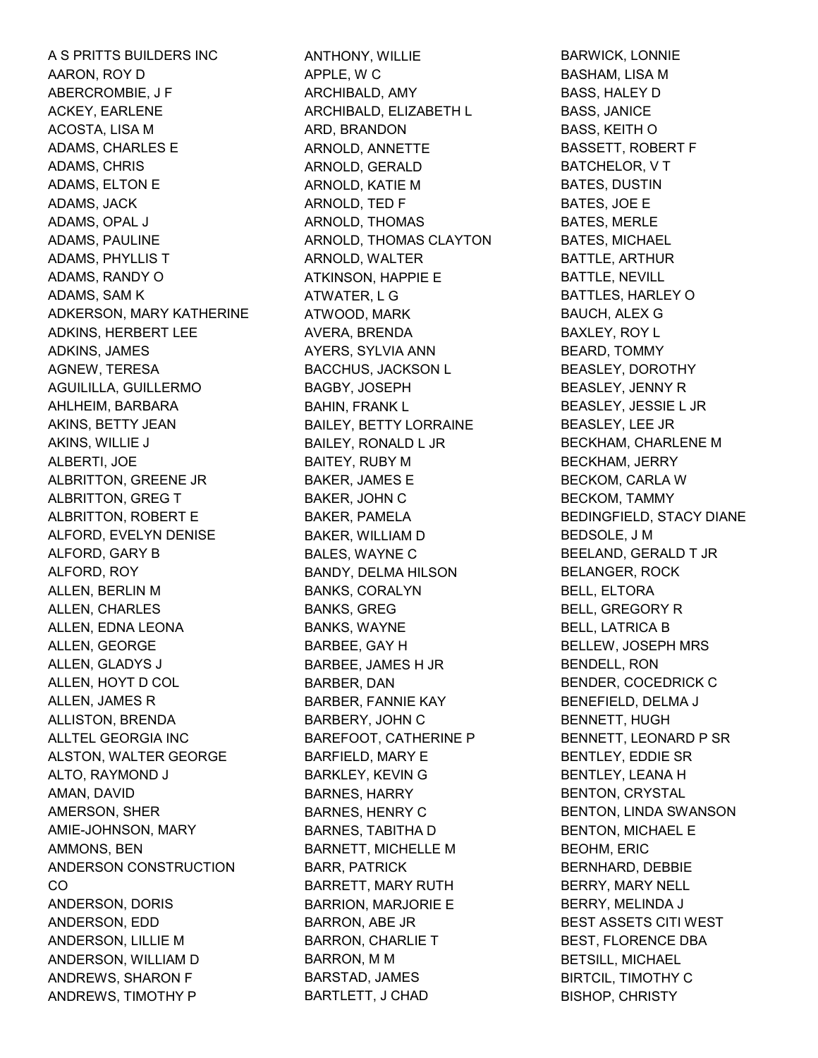A S PRITTS BUILDERS INC
AARON, ROY D
ABERCROMBIE, J F
ACKEY, EARLENE
ACOSTA, LISA M
ADAMS, CHARLES E
ADAMS, CHRIS
ADAMS, ELTON E
ADAMS, JACK
ADAMS, OPAL J
ADAMS, PAULINE
ADAMS, PHYLLIS T
ADAMS, RANDY O
ADAMS, SAM K
ADKERSON, MARY KATHERINE
ADKINS, HERBERT LEE
ADKINS, JAMES
AGNEW, TERESA
AGUILILLA, GUILLERMO
AHLHEIM, BARBARA
AKINS, BETTY JEAN
AKINS, WILLIE J
ALBERTI, JOE
ALBRITTON, GREENE JR
ALBRITTON, GREG T
ALBRITTON, ROBERT E
ALFORD, EVELYN DENISE
ALFORD, GARY B
ALFORD, ROY
ALLEN, BERLIN M
ALLEN, CHARLES
ALLEN, EDNA LEONA
ALLEN, GEORGE
ALLEN, GLADYS J
ALLEN, HOYT D COL
ALLEN, JAMES R
ALLISTON, BRENDA
ALLTEL GEORGIA INC
ALSTON, WALTER GEORGE
ALTO, RAYMOND J
AMAN, DAVID
AMERSON, SHER
AMIE-JOHNSON, MARY
AMMONS, BEN
ANDERSON CONSTRUCTION CO
ANDERSON, DORIS
ANDERSON, EDD
ANDERSON, LILLIE M
ANDERSON, WILLIAM D
ANDREWS, SHARON F
ANDREWS, TIMOTHY P
ANTHONY, WILLIE
APPLE, W C
ARCHIBALD, AMY
ARCHIBALD, ELIZABETH L
ARD, BRANDON
ARNOLD, ANNETTE
ARNOLD, GERALD
ARNOLD, KATIE M
ARNOLD, TED F
ARNOLD, THOMAS
ARNOLD, THOMAS CLAYTON
ARNOLD, WALTER
ATKINSON, HAPPIE E
ATWATER, L G
ATWOOD, MARK
AVERA, BRENDA
AYERS, SYLVIA ANN
BACCHUS, JACKSON L
BAGBY, JOSEPH
BAHIN, FRANK L
BAILEY, BETTY LORRAINE
BAILEY, RONALD L JR
BAITEY, RUBY M
BAKER, JAMES E
BAKER, JOHN C
BAKER, PAMELA
BAKER, WILLIAM D
BALES, WAYNE C
BANDY, DELMA HILSON
BANKS, CORALYN
BANKS, GREG
BANKS, WAYNE
BARBEE, GAY H
BARBEE, JAMES H JR
BARBER, DAN
BARBER, FANNIE KAY
BARBERY, JOHN C
BAREFOOT, CATHERINE P
BARFIELD, MARY E
BARKLEY, KEVIN G
BARNES, HARRY
BARNES, HENRY C
BARNES, TABITHA D
BARNETT, MICHELLE M
BARR, PATRICK
BARRETT, MARY RUTH
BARRION, MARJORIE E
BARRON, ABE JR
BARRON, CHARLIE T
BARRON, M M
BARSTAD, JAMES
BARTLETT, J CHAD
BARWICK, LONNIE
BASHAM, LISA M
BASS, HALEY D
BASS, JANICE
BASS, KEITH O
BASSETT, ROBERT F
BATCHELOR, V T
BATES, DUSTIN
BATES, JOE E
BATES, MERLE
BATES, MICHAEL
BATTLE, ARTHUR
BATTLE, NEVILL
BATTLES, HARLEY O
BAUCH, ALEX G
BAXLEY, ROY L
BEARD, TOMMY
BEASLEY, DOROTHY
BEASLEY, JENNY R
BEASLEY, JESSIE L JR
BEASLEY, LEE JR
BECKHAM, CHARLENE M
BECKHAM, JERRY
BECKOM, CARLA W
BECKOM, TAMMY
BEDINGFIELD, STACY DIANE
BEDSOLE, J M
BEELAND, GERALD T JR
BELANGER, ROCK
BELL, ELTORA
BELL, GREGORY R
BELL, LATRICA B
BELLEW, JOSEPH MRS
BENDELL, RON
BENDER, COCEDRICK C
BENEFIELD, DELMA J
BENNETT, HUGH
BENNETT, LEONARD P SR
BENTLEY, EDDIE SR
BENTLEY, LEANA H
BENTON, CRYSTAL
BENTON, LINDA SWANSON
BENTON, MICHAEL E
BEOHM, ERIC
BERNHARD, DEBBIE
BERRY, MARY NELL
BERRY, MELINDA J
BEST ASSETS CITI WEST
BEST, FLORENCE DBA
BETSILL, MICHAEL
BIRTCIL, TIMOTHY C
BISHOP, CHRISTY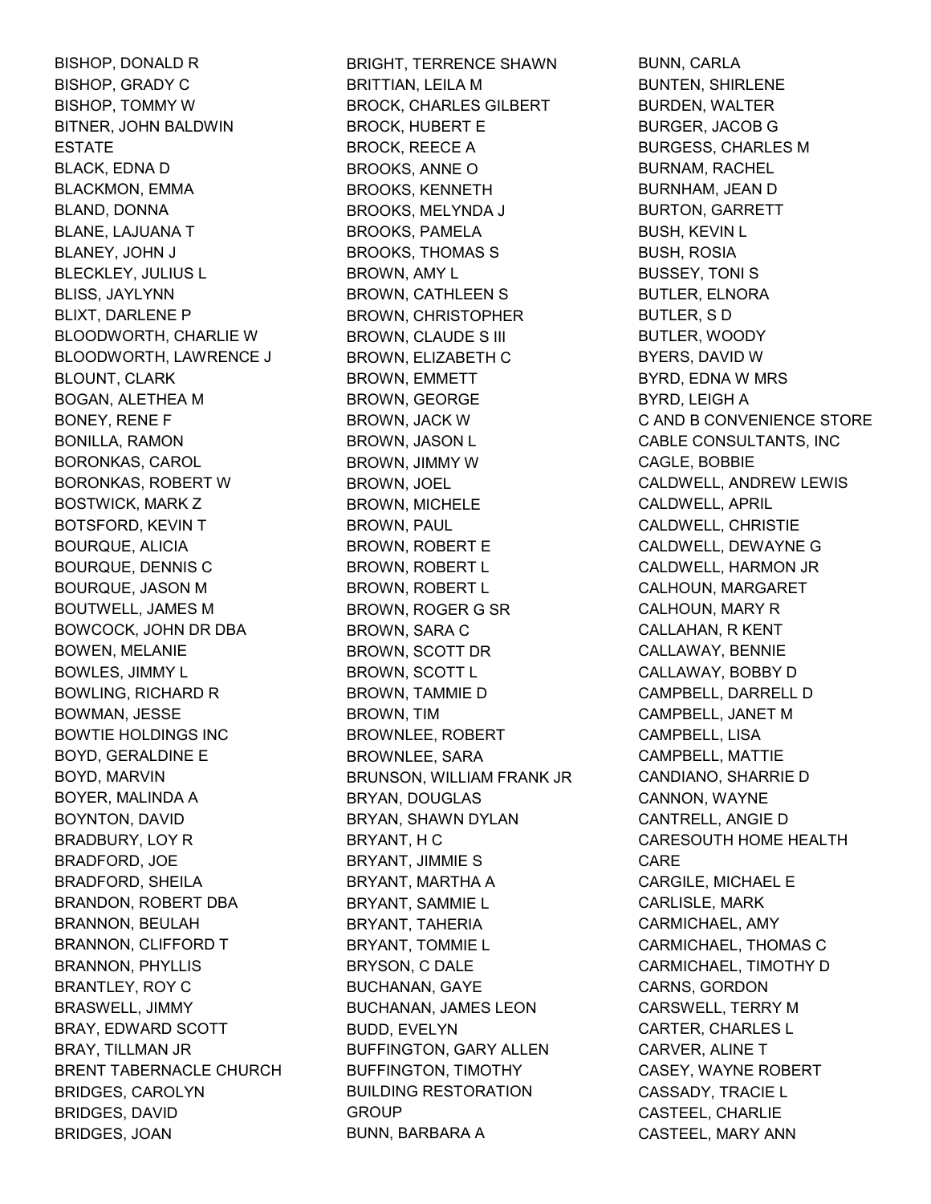BISHOP, DONALD R
BISHOP, GRADY C
BISHOP, TOMMY W
BITNER, JOHN BALDWIN ESTATE
BLACK, EDNA D
BLACKMON, EMMA
BLAND, DONNA
BLANE, LAJUANA T
BLANEY, JOHN J
BLECKLEY, JULIUS L
BLISS, JAYLYNN
BLIXT, DARLENE P
BLOODWORTH, CHARLIE W
BLOODWORTH, LAWRENCE J
BLOUNT, CLARK
BOGAN, ALETHEA M
BONEY, RENE F
BONILLA, RAMON
BORONKAS, CAROL
BORONKAS, ROBERT W
BOSTWICK, MARK Z
BOTSFORD, KEVIN T
BOURQUE, ALICIA
BOURQUE, DENNIS C
BOURQUE, JASON M
BOUTWELL, JAMES M
BOWCOCK, JOHN DR DBA
BOWEN, MELANIE
BOWLES, JIMMY L
BOWLING, RICHARD R
BOWMAN, JESSE
BOWTIE HOLDINGS INC
BOYD, GERALDINE E
BOYD, MARVIN
BOYER, MALINDA A
BOYNTON, DAVID
BRADBURY, LOY R
BRADFORD, JOE
BRADFORD, SHEILA
BRANDON, ROBERT DBA
BRANNON, BEULAH
BRANNON, CLIFFORD T
BRANNON, PHYLLIS
BRANTLEY, ROY C
BRASWELL, JIMMY
BRAY, EDWARD SCOTT
BRAY, TILLMAN JR
BRENT TABERNACLE CHURCH
BRIDGES, CAROLYN
BRIDGES, DAVID
BRIDGES, JOAN
BRIGHT, TERRENCE SHAWN
BRITTIAN, LEILA M
BROCK, CHARLES GILBERT
BROCK, HUBERT E
BROCK, REECE A
BROOKS, ANNE O
BROOKS, KENNETH
BROOKS, MELYNDA J
BROOKS, PAMELA
BROOKS, THOMAS S
BROWN, AMY L
BROWN, CATHLEEN S
BROWN, CHRISTOPHER
BROWN, CLAUDE S III
BROWN, ELIZABETH C
BROWN, EMMETT
BROWN, GEORGE
BROWN, JACK W
BROWN, JASON L
BROWN, JIMMY W
BROWN, JOEL
BROWN, MICHELE
BROWN, PAUL
BROWN, ROBERT E
BROWN, ROBERT L
BROWN, ROBERT L
BROWN, ROGER G SR
BROWN, SARA C
BROWN, SCOTT DR
BROWN, SCOTT L
BROWN, TAMMIE D
BROWN, TIM
BROWNLEE, ROBERT
BROWNLEE, SARA
BRUNSON, WILLIAM FRANK JR
BRYAN, DOUGLAS
BRYAN, SHAWN DYLAN
BRYANT, H C
BRYANT, JIMMIE S
BRYANT, MARTHA A
BRYANT, SAMMIE L
BRYANT, TAHERIA
BRYANT, TOMMIE L
BRYSON, C DALE
BUCHANAN, GAYE
BUCHANAN, JAMES LEON
BUDD, EVELYN
BUFFINGTON, GARY ALLEN
BUFFINGTON, TIMOTHY
BUILDING RESTORATION GROUP
BUNN, BARBARA A
BUNN, CARLA
BUNTEN, SHIRLENE
BURDEN, WALTER
BURGER, JACOB G
BURGESS, CHARLES M
BURNAM, RACHEL
BURNHAM, JEAN D
BURTON, GARRETT
BUSH, KEVIN L
BUSH, ROSIA
BUSSEY, TONI S
BUTLER, ELNORA
BUTLER, S D
BUTLER, WOODY
BYERS, DAVID W
BYRD, EDNA W MRS
BYRD, LEIGH A
C AND B CONVENIENCE STORE
CABLE CONSULTANTS, INC
CAGLE, BOBBIE
CALDWELL, ANDREW LEWIS
CALDWELL, APRIL
CALDWELL, CHRISTIE
CALDWELL, DEWAYNE G
CALDWELL, HARMON JR
CALHOUN, MARGARET
CALHOUN, MARY R
CALLAHAN, R KENT
CALLAWAY, BENNIE
CALLAWAY, BOBBY D
CAMPBELL, DARRELL D
CAMPBELL, JANET M
CAMPBELL, LISA
CAMPBELL, MATTIE
CANDIANO, SHARRIE D
CANNON, WAYNE
CANTRELL, ANGIE D
CARESOUTH HOME HEALTH CARE
CARGILE, MICHAEL E
CARLISLE, MARK
CARMICHAEL, AMY
CARMICHAEL, THOMAS C
CARMICHAEL, TIMOTHY D
CARNS, GORDON
CARSWELL, TERRY M
CARTER, CHARLES L
CARVER, ALINE T
CASEY, WAYNE ROBERT
CASSADY, TRACIE L
CASTEEL, CHARLIE
CASTEEL, MARY ANN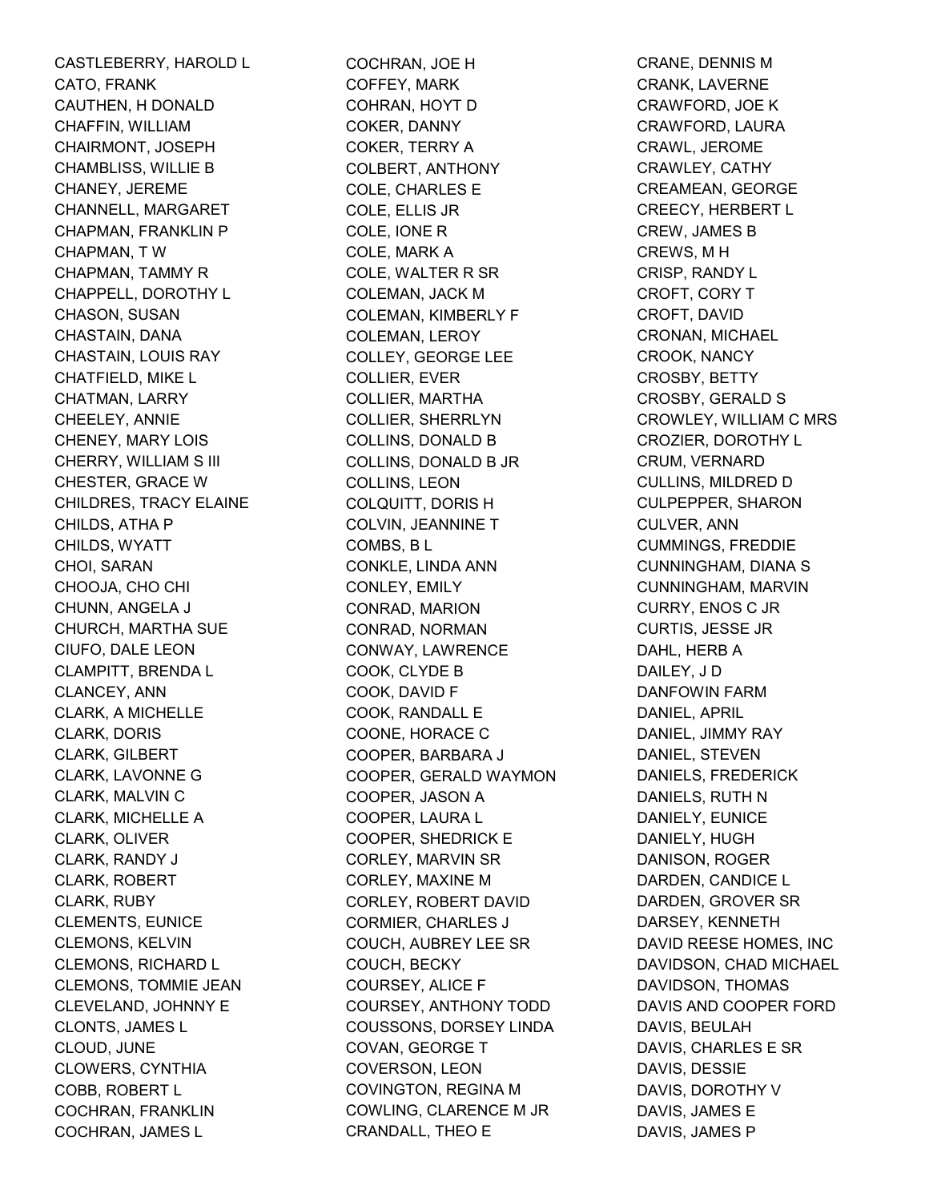CASTLEBERRY, HAROLD L
CATO, FRANK
CAUTHEN, H DONALD
CHAFFIN, WILLIAM
CHAIRMONT, JOSEPH
CHAMBLISS, WILLIE B
CHANEY, JEREME
CHANNELL, MARGARET
CHAPMAN, FRANKLIN P
CHAPMAN, T W
CHAPMAN, TAMMY R
CHAPPELL, DOROTHY L
CHASON, SUSAN
CHASTAIN, DANA
CHASTAIN, LOUIS RAY
CHATFIELD, MIKE L
CHATMAN, LARRY
CHEELEY, ANNIE
CHENEY, MARY LOIS
CHERRY, WILLIAM S III
CHESTER, GRACE W
CHILDRES, TRACY ELAINE
CHILDS, ATHA P
CHILDS, WYATT
CHOI, SARAN
CHOOJA, CHO CHI
CHUNN, ANGELA J
CHURCH, MARTHA SUE
CIUFO, DALE LEON
CLAMPITT, BRENDA L
CLANCEY, ANN
CLARK, A MICHELLE
CLARK, DORIS
CLARK, GILBERT
CLARK, LAVONNE G
CLARK, MALVIN C
CLARK, MICHELLE A
CLARK, OLIVER
CLARK, RANDY J
CLARK, ROBERT
CLARK, RUBY
CLEMENTS, EUNICE
CLEMONS, KELVIN
CLEMONS, RICHARD L
CLEMONS, TOMMIE JEAN
CLEVELAND, JOHNNY E
CLONTS, JAMES L
CLOUD, JUNE
CLOWERS, CYNTHIA
COBB, ROBERT L
COCHRAN, FRANKLIN
COCHRAN, JAMES L
COCHRAN, JOE H
COFFEY, MARK
COHRAN, HOYT D
COKER, DANNY
COKER, TERRY A
COLBERT, ANTHONY
COLE, CHARLES E
COLE, ELLIS JR
COLE, IONE R
COLE, MARK A
COLE, WALTER R SR
COLEMAN, JACK M
COLEMAN, KIMBERLY F
COLEMAN, LEROY
COLLEY, GEORGE LEE
COLLIER, EVER
COLLIER, MARTHA
COLLIER, SHERRLYN
COLLINS, DONALD B
COLLINS, DONALD B JR
COLLINS, LEON
COLQUITT, DORIS H
COLVIN, JEANNINE T
COMBS, B L
CONKLE, LINDA ANN
CONLEY, EMILY
CONRAD, MARION
CONRAD, NORMAN
CONWAY, LAWRENCE
COOK, CLYDE B
COOK, DAVID F
COOK, RANDALL E
COONE, HORACE C
COOPER, BARBARA J
COOPER, GERALD WAYMON
COOPER, JASON A
COOPER, LAURA L
COOPER, SHEDRICK E
CORLEY, MARVIN SR
CORLEY, MAXINE M
CORLEY, ROBERT DAVID
CORMIER, CHARLES J
COUCH, AUBREY LEE SR
COUCH, BECKY
COURSEY, ALICE F
COURSEY, ANTHONY TODD
COUSSONS, DORSEY LINDA
COVAN, GEORGE T
COVERSON, LEON
COVINGTON, REGINA M
COWLING, CLARENCE M JR
CRANDALL, THEO E
CRANE, DENNIS M
CRANK, LAVERNE
CRAWFORD, JOE K
CRAWFORD, LAURA
CRAWL, JEROME
CRAWLEY, CATHY
CREAMEAN, GEORGE
CREECY, HERBERT L
CREW, JAMES B
CREWS, M H
CRISP, RANDY L
CROFT, CORY T
CROFT, DAVID
CRONAN, MICHAEL
CROOK, NANCY
CROSBY, BETTY
CROSBY, GERALD S
CROWLEY, WILLIAM C MRS
CROZIER, DOROTHY L
CRUM, VERNARD
CULLINS, MILDRED D
CULPEPPER, SHARON
CULVER, ANN
CUMMINGS, FREDDIE
CUNNINGHAM, DIANA S
CUNNINGHAM, MARVIN
CURRY, ENOS C JR
CURTIS, JESSE JR
DAHL, HERB A
DAILEY, J D
DANFOWIN FARM
DANIEL, APRIL
DANIEL, JIMMY RAY
DANIEL, STEVEN
DANIELS, FREDERICK
DANIELS, RUTH N
DANIELY, EUNICE
DANIELY, HUGH
DANISON, ROGER
DARDEN, CANDICE L
DARDEN, GROVER SR
DARSEY, KENNETH
DAVID REESE HOMES, INC
DAVIDSON, CHAD MICHAEL
DAVIDSON, THOMAS
DAVIS AND COOPER FORD
DAVIS, BEULAH
DAVIS, CHARLES E SR
DAVIS, DESSIE
DAVIS, DOROTHY V
DAVIS, JAMES E
DAVIS, JAMES P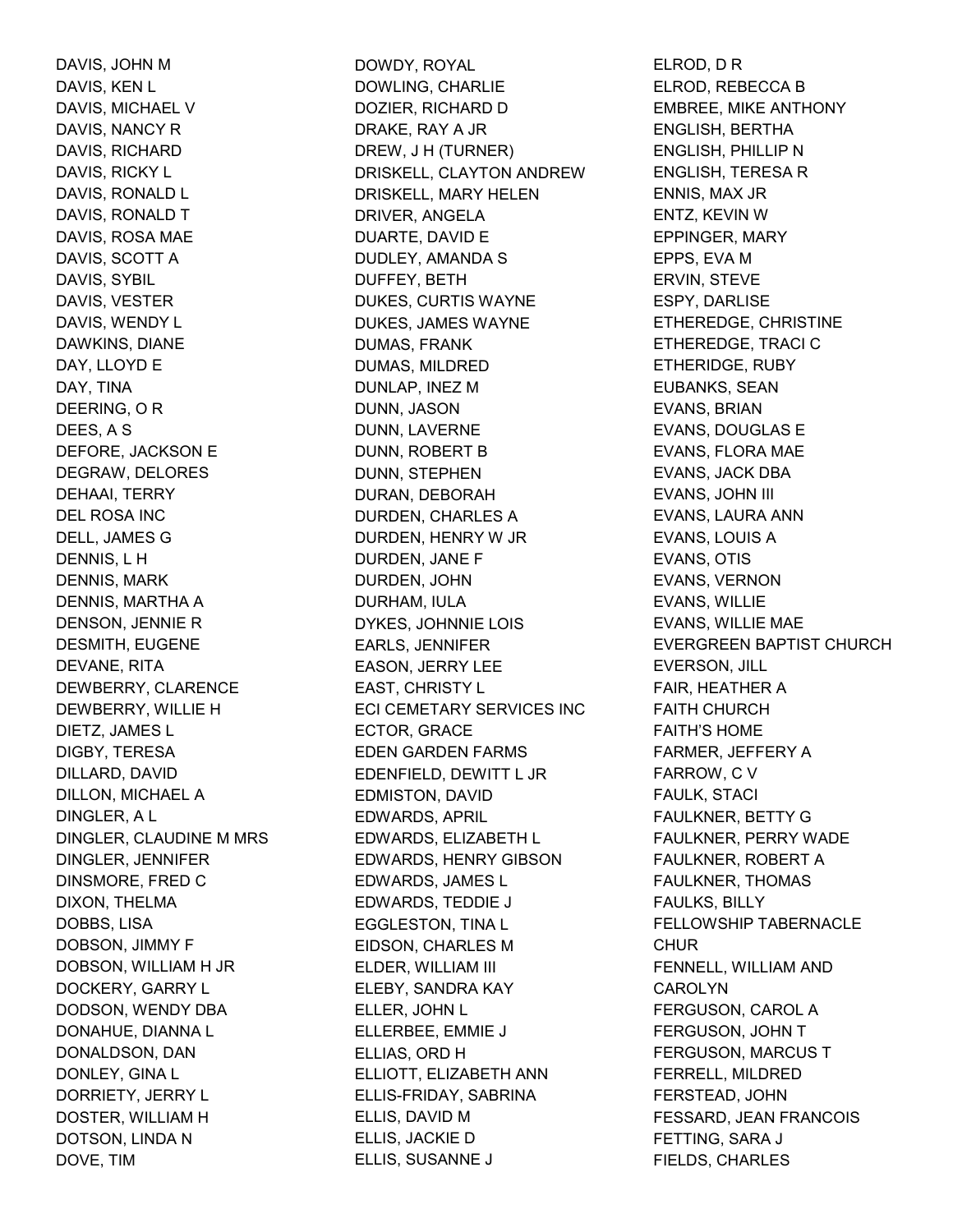DAVIS, JOHN M
DAVIS, KEN L
DAVIS, MICHAEL V
DAVIS, NANCY R
DAVIS, RICHARD
DAVIS, RICKY L
DAVIS, RONALD L
DAVIS, RONALD T
DAVIS, ROSA MAE
DAVIS, SCOTT A
DAVIS, SYBIL
DAVIS, VESTER
DAVIS, WENDY L
DAWKINS, DIANE
DAY, LLOYD E
DAY, TINA
DEERING, O R
DEES, A S
DEFORE, JACKSON E
DEGRAW, DELORES
DEHAAI, TERRY
DEL ROSA INC
DELL, JAMES G
DENNIS, L H
DENNIS, MARK
DENNIS, MARTHA A
DENSON, JENNIE R
DESMITH, EUGENE
DEVANE, RITA
DEWBERRY, CLARENCE
DEWBERRY, WILLIE H
DIETZ, JAMES L
DIGBY, TERESA
DILLARD, DAVID
DILLON, MICHAEL A
DINGLER, A L
DINGLER, CLAUDINE M MRS
DINGLER, JENNIFER
DINSMORE, FRED C
DIXON, THELMA
DOBBS, LISA
DOBSON, JIMMY F
DOBSON, WILLIAM H JR
DOCKERY, GARRY L
DODSON, WENDY DBA
DONAHUE, DIANNA L
DONALDSON, DAN
DONLEY, GINA L
DORRIETY, JERRY L
DOSTER, WILLIAM H
DOTSON, LINDA N
DOVE, TIM
DOWDY, ROYAL
DOWLING, CHARLIE
DOZIER, RICHARD D
DRAKE, RAY A JR
DREW, J H (TURNER)
DRISKELL, CLAYTON ANDREW
DRISKELL, MARY HELEN
DRIVER, ANGELA
DUARTE, DAVID E
DUDLEY, AMANDA S
DUFFEY, BETH
DUKES, CURTIS WAYNE
DUKES, JAMES WAYNE
DUMAS, FRANK
DUMAS, MILDRED
DUNLAP, INEZ M
DUNN, JASON
DUNN, LAVERNE
DUNN, ROBERT B
DUNN, STEPHEN
DURAN, DEBORAH
DURDEN, CHARLES A
DURDEN, HENRY W JR
DURDEN, JANE F
DURDEN, JOHN
DURHAM, IULA
DYKES, JOHNNIE LOIS
EARLS, JENNIFER
EASON, JERRY LEE
EAST, CHRISTY L
ECI CEMETARY SERVICES INC
ECTOR, GRACE
EDEN GARDEN FARMS
EDENFIELD, DEWITT L JR
EDMISTON, DAVID
EDWARDS, APRIL
EDWARDS, ELIZABETH L
EDWARDS, HENRY GIBSON
EDWARDS, JAMES L
EDWARDS, TEDDIE J
EGGLESTON, TINA L
EIDSON, CHARLES M
ELDER, WILLIAM III
ELEBY, SANDRA KAY
ELLER, JOHN L
ELLERBEE, EMMIE J
ELLIAS, ORD H
ELLIOTT, ELIZABETH ANN
ELLIS-FRIDAY, SABRINA
ELLIS, DAVID M
ELLIS, JACKIE D
ELLIS, SUSANNE J
ELROD, D R
ELROD, REBECCA B
EMBREE, MIKE ANTHONY
ENGLISH, BERTHA
ENGLISH, PHILLIP N
ENGLISH, TERESA R
ENNIS, MAX JR
ENTZ, KEVIN W
EPPINGER, MARY
EPPS, EVA M
ERVIN, STEVE
ESPY, DARLISE
ETHEREDGE, CHRISTINE
ETHEREDGE, TRACI C
ETHERIDGE, RUBY
EUBANKS, SEAN
EVANS, BRIAN
EVANS, DOUGLAS E
EVANS, FLORA MAE
EVANS, JACK DBA
EVANS, JOHN III
EVANS, LAURA ANN
EVANS, LOUIS A
EVANS, OTIS
EVANS, VERNON
EVANS, WILLIE
EVANS, WILLIE MAE
EVERGREEN BAPTIST CHURCH
EVERSON, JILL
FAIR, HEATHER A
FAITH CHURCH
FAITH'S HOME
FARMER, JEFFERY A
FARROW, C V
FAULK, STACI
FAULKNER, BETTY G
FAULKNER, PERRY WADE
FAULKNER, ROBERT A
FAULKNER, THOMAS
FAULKS, BILLY
FELLOWSHIP TABERNACLE CHUR
FENNELL, WILLIAM AND CAROLYN
FERGUSON, CAROL A
FERGUSON, JOHN T
FERGUSON, MARCUS T
FERRELL, MILDRED
FERSTEAD, JOHN
FESSARD, JEAN FRANCOIS
FETTING, SARA J
FIELDS, CHARLES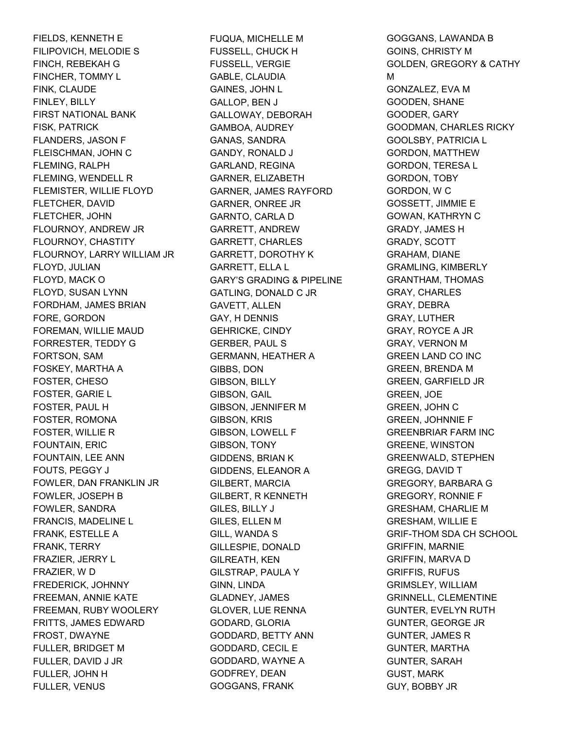FIELDS, KENNETH E
FILIPOVICH, MELODIE S
FINCH, REBEKAH G
FINCHER, TOMMY L
FINK, CLAUDE
FINLEY, BILLY
FIRST NATIONAL BANK
FISK, PATRICK
FLANDERS, JASON F
FLEISCHMAN, JOHN C
FLEMING, RALPH
FLEMING, WENDELL R
FLEMISTER, WILLIE FLOYD
FLETCHER, DAVID
FLETCHER, JOHN
FLOURNOY, ANDREW JR
FLOURNOY, CHASTITY
FLOURNOY, LARRY WILLIAM JR
FLOYD, JULIAN
FLOYD, MACK O
FLOYD, SUSAN LYNN
FORDHAM, JAMES BRIAN
FORE, GORDON
FOREMAN, WILLIE MAUD
FORRESTER, TEDDY G
FORTSON, SAM
FOSKEY, MARTHA A
FOSTER, CHESO
FOSTER, GARIE L
FOSTER, PAUL H
FOSTER, ROMONA
FOSTER, WILLIE R
FOUNTAIN, ERIC
FOUNTAIN, LEE ANN
FOUTS, PEGGY J
FOWLER, DAN FRANKLIN JR
FOWLER, JOSEPH B
FOWLER, SANDRA
FRANCIS, MADELINE L
FRANK, ESTELLE A
FRANK, TERRY
FRAZIER, JERRY L
FRAZIER, W D
FREDERICK, JOHNNY
FREEMAN, ANNIE KATE
FREEMAN, RUBY WOOLERY
FRITTS, JAMES EDWARD
FROST, DWAYNE
FULLER, BRIDGET M
FULLER, DAVID J JR
FULLER, JOHN H
FULLER, VENUS
FUQUA, MICHELLE M
FUSSELL, CHUCK H
FUSSELL, VERGIE
GABLE, CLAUDIA
GAINES, JOHN L
GALLOP, BEN J
GALLOWAY, DEBORAH
GAMBOA, AUDREY
GANAS, SANDRA
GANDY, RONALD J
GARLAND, REGINA
GARNER, ELIZABETH
GARNER, JAMES RAYFORD
GARNER, ONREE JR
GARNTO, CARLA D
GARRETT, ANDREW
GARRETT, CHARLES
GARRETT, DOROTHY K
GARRETT, ELLA L
GARY'S GRADING & PIPELINE
GATLING, DONALD C JR
GAVETT, ALLEN
GAY, H DENNIS
GEHRICKE, CINDY
GERBER, PAUL S
GERMANN, HEATHER A
GIBBS, DON
GIBSON, BILLY
GIBSON, GAIL
GIBSON, JENNIFER M
GIBSON, KRIS
GIBSON, LOWELL F
GIBSON, TONY
GIDDENS, BRIAN K
GIDDENS, ELEANOR A
GILBERT, MARCIA
GILBERT, R KENNETH
GILES, BILLY J
GILES, ELLEN M
GILL, WANDA S
GILLESPIE, DONALD
GILREATH, KEN
GILSTRAP, PAULA Y
GINN, LINDA
GLADNEY, JAMES
GLOVER, LUE RENNA
GODARD, GLORIA
GODDARD, BETTY ANN
GODDARD, CECIL E
GODDARD, WAYNE A
GODFREY, DEAN
GOGGANS, FRANK
GOGGANS, LAWANDA B
GOINS, CHRISTY M
GOLDEN, GREGORY & CATHY M
GONZALEZ, EVA M
GOODEN, SHANE
GOODER, GARY
GOODMAN, CHARLES RICKY
GOOLSBY, PATRICIA L
GORDON, MATTHEW
GORDON, TERESA L
GORDON, TOBY
GORDON, W C
GOSSETT, JIMMIE E
GOWAN, KATHRYN C
GRADY, JAMES H
GRADY, SCOTT
GRAHAM, DIANE
GRAMLING, KIMBERLY
GRANTHAM, THOMAS
GRAY, CHARLES
GRAY, DEBRA
GRAY, LUTHER
GRAY, ROYCE A JR
GRAY, VERNON M
GREEN LAND CO INC
GREEN, BRENDA M
GREEN, GARFIELD JR
GREEN, JOE
GREEN, JOHN C
GREEN, JOHNNIE F
GREENBRIAR FARM INC
GREENE, WINSTON
GREENWALD, STEPHEN
GREGG, DAVID T
GREGORY, BARBARA G
GREGORY, RONNIE F
GRESHAM, CHARLIE M
GRESHAM, WILLIE E
GRIF-THOM SDA CH SCHOOL
GRIFFIN, MARNIE
GRIFFIN, MARVA D
GRIFFIS, RUFUS
GRIMSLEY, WILLIAM
GRINNELL, CLEMENTINE
GUNTER, EVELYN RUTH
GUNTER, GEORGE JR
GUNTER, JAMES R
GUNTER, MARTHA
GUNTER, SARAH
GUST, MARK
GUY, BOBBY JR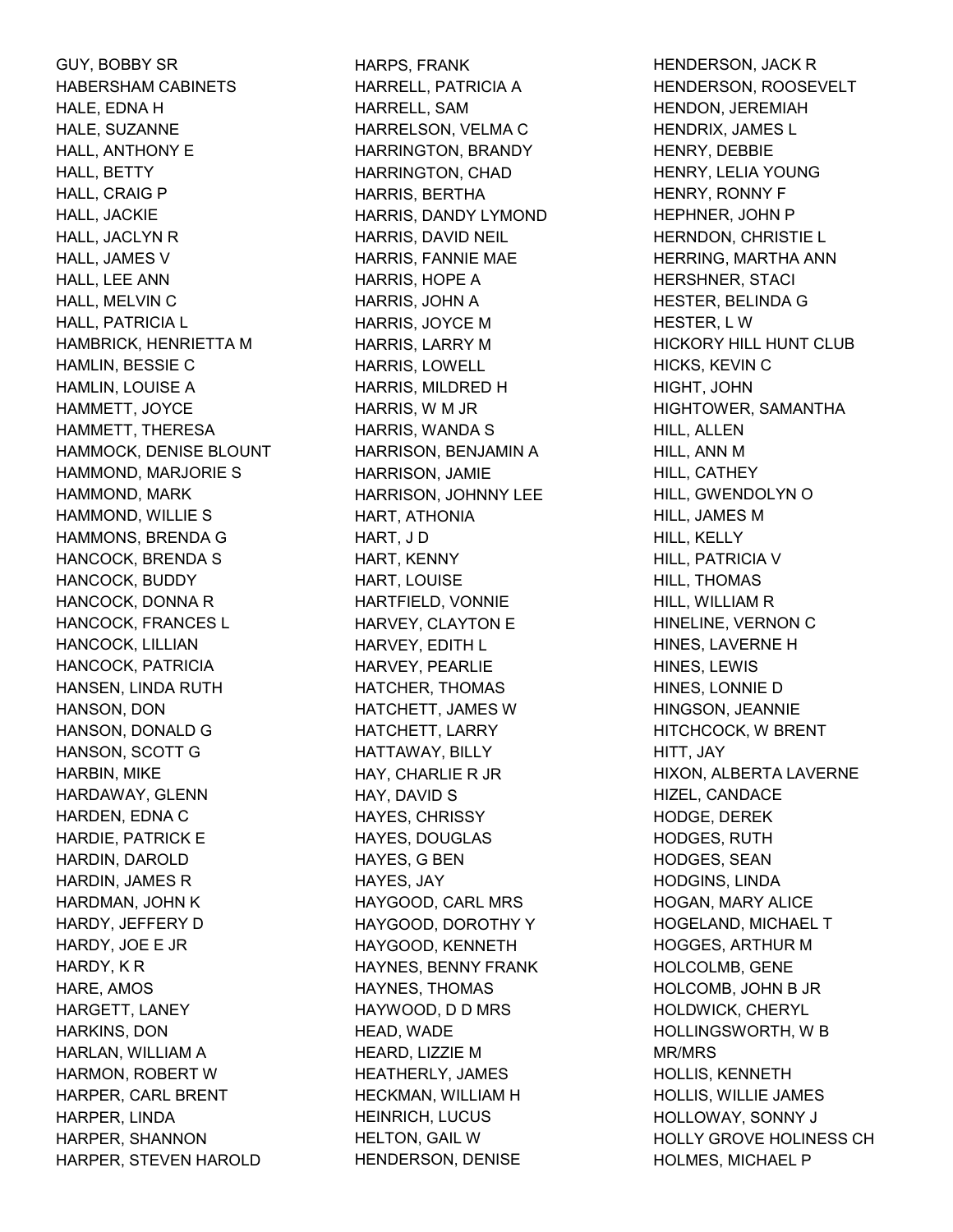GUY, BOBBY SR
HABERSHAM CABINETS
HALE, EDNA H
HALE, SUZANNE
HALL, ANTHONY E
HALL, BETTY
HALL, CRAIG P
HALL, JACKIE
HALL, JACLYN R
HALL, JAMES V
HALL, LEE ANN
HALL, MELVIN C
HALL, PATRICIA L
HAMBRICK, HENRIETTA M
HAMLIN, BESSIE C
HAMLIN, LOUISE A
HAMMETT, JOYCE
HAMMETT, THERESA
HAMMOCK, DENISE BLOUNT
HAMMOND, MARJORIE S
HAMMOND, MARK
HAMMOND, WILLIE S
HAMMONS, BRENDA G
HANCOCK, BRENDA S
HANCOCK, BUDDY
HANCOCK, DONNA R
HANCOCK, FRANCES L
HANCOCK, LILLIAN
HANCOCK, PATRICIA
HANSEN, LINDA RUTH
HANSON, DON
HANSON, DONALD G
HANSON, SCOTT G
HARBIN, MIKE
HARDAWAY, GLENN
HARDEN, EDNA C
HARDIE, PATRICK E
HARDIN, DAROLD
HARDIN, JAMES R
HARDMAN, JOHN K
HARDY, JEFFERY D
HARDY, JOE E JR
HARDY, K R
HARE, AMOS
HARGETT, LANEY
HARKINS, DON
HARLAN, WILLIAM A
HARMON, ROBERT W
HARPER, CARL BRENT
HARPER, LINDA
HARPER, SHANNON
HARPER, STEVEN HAROLD
HARPS, FRANK
HARRELL, PATRICIA A
HARRELL, SAM
HARRELSON, VELMA C
HARRINGTON, BRANDY
HARRINGTON, CHAD
HARRIS, BERTHA
HARRIS, DANDY LYMOND
HARRIS, DAVID NEIL
HARRIS, FANNIE MAE
HARRIS, HOPE A
HARRIS, JOHN A
HARRIS, JOYCE M
HARRIS, LARRY M
HARRIS, LOWELL
HARRIS, MILDRED H
HARRIS, W M JR
HARRIS, WANDA S
HARRISON, BENJAMIN A
HARRISON, JAMIE
HARRISON, JOHNNY LEE
HART, ATHONIA
HART, J D
HART, KENNY
HART, LOUISE
HARTFIELD, VONNIE
HARVEY, CLAYTON E
HARVEY, EDITH L
HARVEY, PEARLIE
HATCHER, THOMAS
HATCHETT, JAMES W
HATCHETT, LARRY
HATTAWAY, BILLY
HAY, CHARLIE R JR
HAY, DAVID S
HAYES, CHRISSY
HAYES, DOUGLAS
HAYES, G BEN
HAYES, JAY
HAYGOOD, CARL MRS
HAYGOOD, DOROTHY Y
HAYGOOD, KENNETH
HAYNES, BENNY FRANK
HAYNES, THOMAS
HAYWOOD, D D MRS
HEAD, WADE
HEARD, LIZZIE M
HEATHERLY, JAMES
HECKMAN, WILLIAM H
HEINRICH, LUCUS
HELTON, GAIL W
HENDERSON, DENISE
HENDERSON, JACK R
HENDERSON, ROOSEVELT
HENDON, JEREMIAH
HENDRIX, JAMES L
HENRY, DEBBIE
HENRY, LELIA YOUNG
HENRY, RONNY F
HEPHNER, JOHN P
HERNDON, CHRISTIE L
HERRING, MARTHA ANN
HERSHNER, STACI
HESTER, BELINDA G
HESTER, L W
HICKORY HILL HUNT CLUB
HICKS, KEVIN C
HIGHT, JOHN
HIGHTOWER, SAMANTHA
HILL, ALLEN
HILL, ANN M
HILL, CATHEY
HILL, GWENDOLYN O
HILL, JAMES M
HILL, KELLY
HILL, PATRICIA V
HILL, THOMAS
HILL, WILLIAM R
HINELINE, VERNON C
HINES, LAVERNE H
HINES, LEWIS
HINES, LONNIE D
HINGSON, JEANNIE
HITCHCOCK, W BRENT
HITT, JAY
HIXON, ALBERTA LAVERNE
HIZEL, CANDACE
HODGE, DEREK
HODGES, RUTH
HODGES, SEAN
HODGINS, LINDA
HOGAN, MARY ALICE
HOGELAND, MICHAEL T
HOGGES, ARTHUR M
HOLCOLMB, GENE
HOLCOMB, JOHN B JR
HOLDWICK, CHERYL
HOLLINGSWORTH, W B MR/MRS
HOLLIS, KENNETH
HOLLIS, WILLIE JAMES
HOLLOWAY, SONNY J
HOLLY GROVE HOLINESS CH
HOLMES, MICHAEL P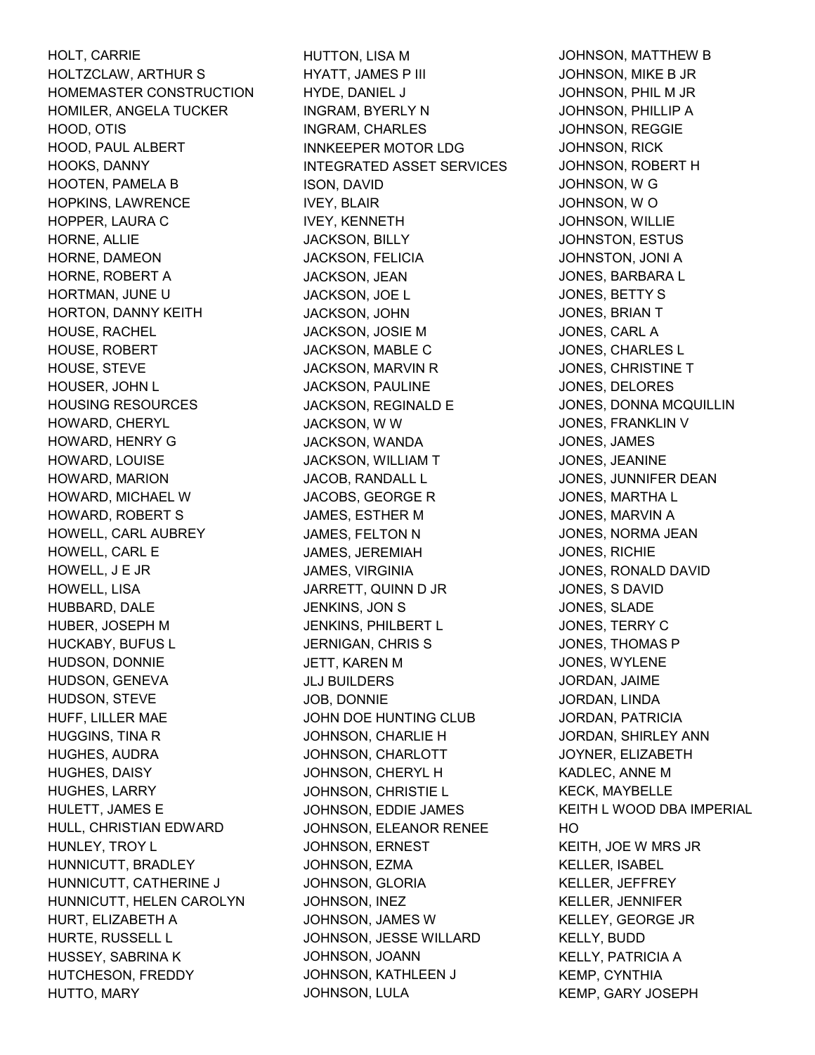HOLT, CARRIE
HOLTZCLAW, ARTHUR S
HOMEMASTER CONSTRUCTION
HOMILER, ANGELA TUCKER
HOOD, OTIS
HOOD, PAUL ALBERT
HOOKS, DANNY
HOOTEN, PAMELA B
HOPKINS, LAWRENCE
HOPPER, LAURA C
HORNE, ALLIE
HORNE, DAMEON
HORNE, ROBERT A
HORTMAN, JUNE U
HORTON, DANNY KEITH
HOUSE, RACHEL
HOUSE, ROBERT
HOUSE, STEVE
HOUSER, JOHN L
HOUSING RESOURCES
HOWARD, CHERYL
HOWARD, HENRY G
HOWARD, LOUISE
HOWARD, MARION
HOWARD, MICHAEL W
HOWARD, ROBERT S
HOWELL, CARL AUBREY
HOWELL, CARL E
HOWELL, J E JR
HOWELL, LISA
HUBBARD, DALE
HUBER, JOSEPH M
HUCKABY, BUFUS L
HUDSON, DONNIE
HUDSON, GENEVA
HUDSON, STEVE
HUFF, LILLER MAE
HUGGINS, TINA R
HUGHES, AUDRA
HUGHES, DAISY
HUGHES, LARRY
HULETT, JAMES E
HULL, CHRISTIAN EDWARD
HUNLEY, TROY L
HUNNICUTT, BRADLEY
HUNNICUTT, CATHERINE J
HUNNICUTT, HELEN CAROLYN
HURT, ELIZABETH A
HURTE, RUSSELL L
HUSSEY, SABRINA K
HUTCHESON, FREDDY
HUTTO, MARY
HUTTON, LISA M
HYATT, JAMES P III
HYDE, DANIEL J
INGRAM, BYERLY N
INGRAM, CHARLES
INNKEEPER MOTOR LDG
INTEGRATED ASSET SERVICES
ISON, DAVID
IVEY, BLAIR
IVEY, KENNETH
JACKSON, BILLY
JACKSON, FELICIA
JACKSON, JEAN
JACKSON, JOE L
JACKSON, JOHN
JACKSON, JOSIE M
JACKSON, MABLE C
JACKSON, MARVIN R
JACKSON, PAULINE
JACKSON, REGINALD E
JACKSON, W W
JACKSON, WANDA
JACKSON, WILLIAM T
JACOB, RANDALL L
JACOBS, GEORGE R
JAMES, ESTHER M
JAMES, FELTON N
JAMES, JEREMIAH
JAMES, VIRGINIA
JARRETT, QUINN D JR
JENKINS, JON S
JENKINS, PHILBERT L
JERNIGAN, CHRIS S
JETT, KAREN M
JLJ BUILDERS
JOB, DONNIE
JOHN DOE HUNTING CLUB
JOHNSON, CHARLIE H
JOHNSON, CHARLOTT
JOHNSON, CHERYL H
JOHNSON, CHRISTIE L
JOHNSON, EDDIE JAMES
JOHNSON, ELEANOR RENEE
JOHNSON, ERNEST
JOHNSON, EZMA
JOHNSON, GLORIA
JOHNSON, INEZ
JOHNSON, JAMES W
JOHNSON, JESSE WILLARD
JOHNSON, JOANN
JOHNSON, KATHLEEN J
JOHNSON, LULA
JOHNSON, MATTHEW B
JOHNSON, MIKE B JR
JOHNSON, PHIL M JR
JOHNSON, PHILLIP A
JOHNSON, REGGIE
JOHNSON, RICK
JOHNSON, ROBERT H
JOHNSON, W G
JOHNSON, W O
JOHNSON, WILLIE
JOHNSTON, ESTUS
JOHNSTON, JONI A
JONES, BARBARA L
JONES, BETTY S
JONES, BRIAN T
JONES, CARL A
JONES, CHARLES L
JONES, CHRISTINE T
JONES, DELORES
JONES, DONNA MCQUILLIN
JONES, FRANKLIN V
JONES, JAMES
JONES, JEANINE
JONES, JUNNIFER DEAN
JONES, MARTHA L
JONES, MARVIN A
JONES, NORMA JEAN
JONES, RICHIE
JONES, RONALD DAVID
JONES, S DAVID
JONES, SLADE
JONES, TERRY C
JONES, THOMAS P
JONES, WYLENE
JORDAN, JAIME
JORDAN, LINDA
JORDAN, PATRICIA
JORDAN, SHIRLEY ANN
JOYNER, ELIZABETH
KADLEC, ANNE M
KECK, MAYBELLE
KEITH L WOOD DBA IMPERIAL HO
KEITH, JOE W MRS JR
KELLER, ISABEL
KELLER, JEFFREY
KELLER, JENNIFER
KELLEY, GEORGE JR
KELLY, BUDD
KELLY, PATRICIA A
KEMP, CYNTHIA
KEMP, GARY JOSEPH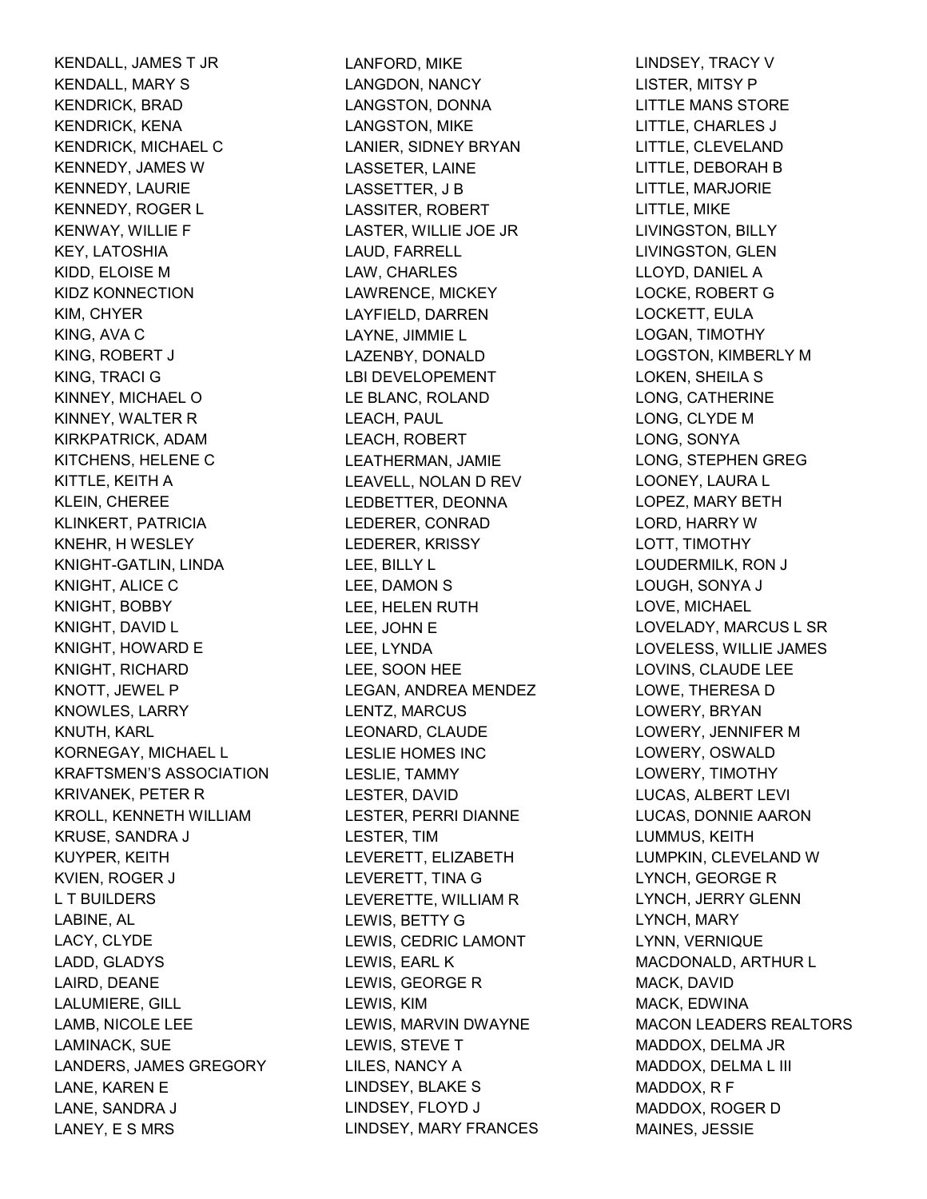KENDALL, JAMES T JR
KENDALL, MARY S
KENDRICK, BRAD
KENDRICK, KENA
KENDRICK, MICHAEL C
KENNEDY, JAMES W
KENNEDY, LAURIE
KENNEDY, ROGER L
KENWAY, WILLIE F
KEY, LATOSHIA
KIDD, ELOISE M
KIDZ KONNECTION
KIM, CHYER
KING, AVA C
KING, ROBERT J
KING, TRACI G
KINNEY, MICHAEL O
KINNEY, WALTER R
KIRKPATRICK, ADAM
KITCHENS, HELENE C
KITTLE, KEITH A
KLEIN, CHEREE
KLINKERT, PATRICIA
KNEHR, H WESLEY
KNIGHT-GATLIN, LINDA
KNIGHT, ALICE C
KNIGHT, BOBBY
KNIGHT, DAVID L
KNIGHT, HOWARD E
KNIGHT, RICHARD
KNOTT, JEWEL P
KNOWLES, LARRY
KNUTH, KARL
KORNEGAY, MICHAEL L
KRAFTSMEN'S ASSOCIATION
KRIVANEK, PETER R
KROLL, KENNETH WILLIAM
KRUSE, SANDRA J
KUYPER, KEITH
KVIEN, ROGER J
L T BUILDERS
LABINE, AL
LACY, CLYDE
LADD, GLADYS
LAIRD, DEANE
LALUMIERE, GILL
LAMB, NICOLE LEE
LAMINACK, SUE
LANDERS, JAMES GREGORY
LANE, KAREN E
LANE, SANDRA J
LANEY, E S MRS
LANFORD, MIKE
LANGDON, NANCY
LANGSTON, DONNA
LANGSTON, MIKE
LANIER, SIDNEY BRYAN
LASSETER, LAINE
LASSETTER, J B
LASSITER, ROBERT
LASTER, WILLIE JOE JR
LAUD, FARRELL
LAW, CHARLES
LAWRENCE, MICKEY
LAYFIELD, DARREN
LAYNE, JIMMIE L
LAZENBY, DONALD
LBI DEVELOPEMENT
LE BLANC, ROLAND
LEACH, PAUL
LEACH, ROBERT
LEATHERMAN, JAMIE
LEAVELL, NOLAN D REV
LEDBETTER, DEONNA
LEDERER, CONRAD
LEDERER, KRISSY
LEE, BILLY L
LEE, DAMON S
LEE, HELEN RUTH
LEE, JOHN E
LEE, LYNDA
LEE, SOON HEE
LEGAN, ANDREA MENDEZ
LENTZ, MARCUS
LEONARD, CLAUDE
LESLIE HOMES INC
LESLIE, TAMMY
LESTER, DAVID
LESTER, PERRI DIANNE
LESTER, TIM
LEVERETT, ELIZABETH
LEVERETT, TINA G
LEVERETTE, WILLIAM R
LEWIS, BETTY G
LEWIS, CEDRIC LAMONT
LEWIS, EARL K
LEWIS, GEORGE R
LEWIS, KIM
LEWIS, MARVIN DWAYNE
LEWIS, STEVE T
LILES, NANCY A
LINDSEY, BLAKE S
LINDSEY, FLOYD J
LINDSEY, MARY FRANCES
LINDSEY, TRACY V
LISTER, MITSY P
LITTLE MANS STORE
LITTLE, CHARLES J
LITTLE, CLEVELAND
LITTLE, DEBORAH B
LITTLE, MARJORIE
LITTLE, MIKE
LIVINGSTON, BILLY
LIVINGSTON, GLEN
LLOYD, DANIEL A
LOCKE, ROBERT G
LOCKETT, EULA
LOGAN, TIMOTHY
LOGSTON, KIMBERLY M
LOKEN, SHEILA S
LONG, CATHERINE
LONG, CLYDE M
LONG, SONYA
LONG, STEPHEN GREG
LOONEY, LAURA L
LOPEZ, MARY BETH
LORD, HARRY W
LOTT, TIMOTHY
LOUDERMILK, RON J
LOUGH, SONYA J
LOVE, MICHAEL
LOVELADY, MARCUS L SR
LOVELESS, WILLIE JAMES
LOVINS, CLAUDE LEE
LOWE, THERESA D
LOWERY, BRYAN
LOWERY, JENNIFER M
LOWERY, OSWALD
LOWERY, TIMOTHY
LUCAS, ALBERT LEVI
LUCAS, DONNIE AARON
LUMMUS, KEITH
LUMPKIN, CLEVELAND W
LYNCH, GEORGE R
LYNCH, JERRY GLENN
LYNCH, MARY
LYNN, VERNIQUE
MACDONALD, ARTHUR L
MACK, DAVID
MACK, EDWINA
MACON LEADERS REALTORS
MADDOX, DELMA JR
MADDOX, DELMA L III
MADDOX, R F
MADDOX, ROGER D
MAINES, JESSIE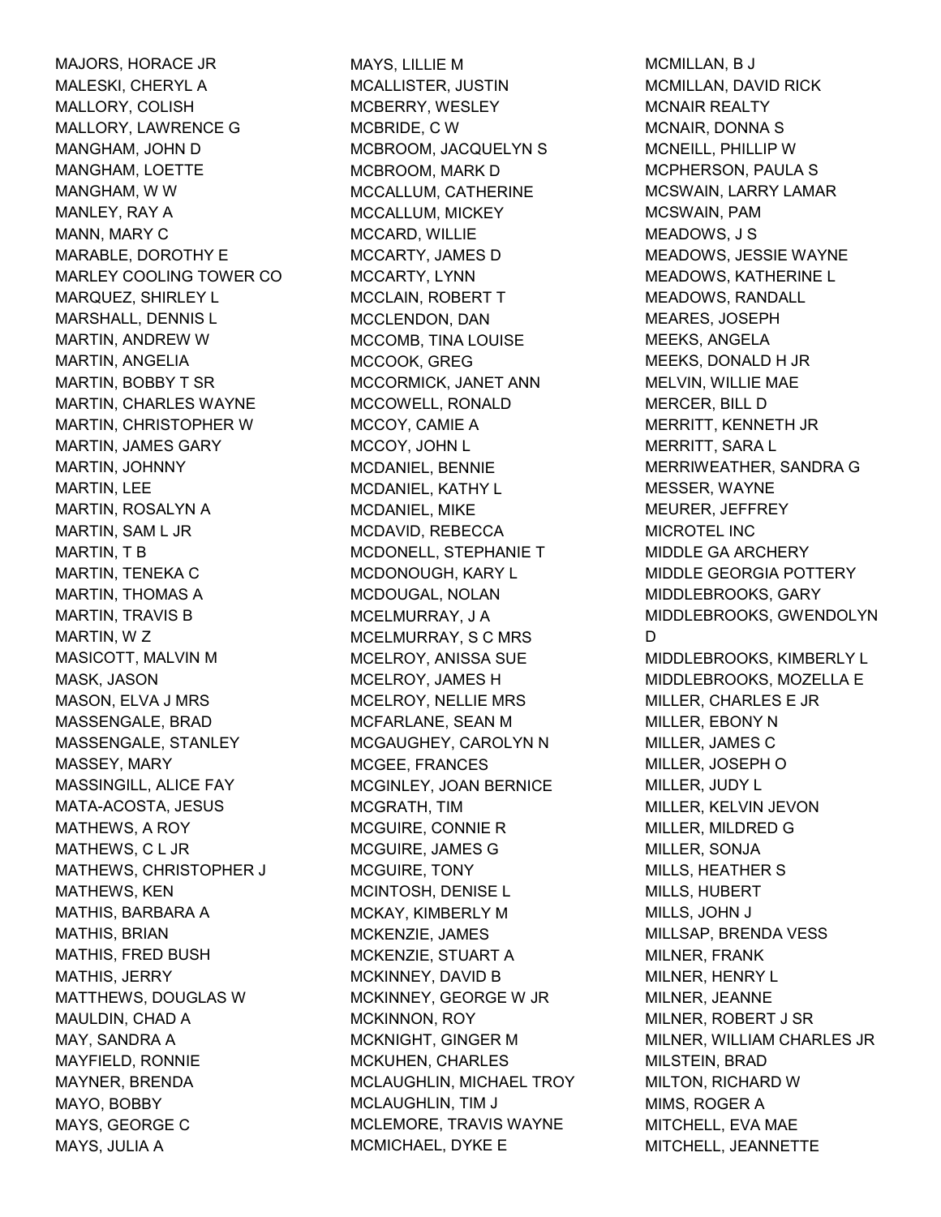MAJORS, HORACE JR
MALESKI, CHERYL A
MALLORY, COLISH
MALLORY, LAWRENCE G
MANGHAM, JOHN D
MANGHAM, LOETTE
MANGHAM, W W
MANLEY, RAY A
MANN, MARY C
MARABLE, DOROTHY E
MARLEY COOLING TOWER CO
MARQUEZ, SHIRLEY L
MARSHALL, DENNIS L
MARTIN, ANDREW W
MARTIN, ANGELIA
MARTIN, BOBBY T SR
MARTIN, CHARLES WAYNE
MARTIN, CHRISTOPHER W
MARTIN, JAMES GARY
MARTIN, JOHNNY
MARTIN, LEE
MARTIN, ROSALYN A
MARTIN, SAM L JR
MARTIN, T B
MARTIN, TENEKA C
MARTIN, THOMAS A
MARTIN, TRAVIS B
MARTIN, W Z
MASICOTT, MALVIN M
MASK, JASON
MASON, ELVA J MRS
MASSENGALE, BRAD
MASSENGALE, STANLEY
MASSEY, MARY
MASSINGILL, ALICE FAY
MATA-ACOSTA, JESUS
MATHEWS, A ROY
MATHEWS, C L JR
MATHEWS, CHRISTOPHER J
MATHEWS, KEN
MATHIS, BARBARA A
MATHIS, BRIAN
MATHIS, FRED BUSH
MATHIS, JERRY
MATTHEWS, DOUGLAS W
MAULDIN, CHAD A
MAY, SANDRA A
MAYFIELD, RONNIE
MAYNER, BRENDA
MAYO, BOBBY
MAYS, GEORGE C
MAYS, JULIA A
MAYS, LILLIE M
MCALLISTER, JUSTIN
MCBERRY, WESLEY
MCBRIDE, C W
MCBROOM, JACQUELYN S
MCBROOM, MARK D
MCCALLUM, CATHERINE
MCCALLUM, MICKEY
MCCARD, WILLIE
MCCARTY, JAMES D
MCCARTY, LYNN
MCCLAIN, ROBERT T
MCCLENDON, DAN
MCCOMB, TINA LOUISE
MCCOOK, GREG
MCCORMICK, JANET ANN
MCCOWELL, RONALD
MCCOY, CAMIE A
MCCOY, JOHN L
MCDANIEL, BENNIE
MCDANIEL, KATHY L
MCDANIEL, MIKE
MCDAVID, REBECCA
MCDONELL, STEPHANIE T
MCDONOUGH, KARY L
MCDOUGAL, NOLAN
MCELMURRAY, J A
MCELMURRAY, S C MRS
MCELROY, ANISSA SUE
MCELROY, JAMES H
MCELROY, NELLIE MRS
MCFARLANE, SEAN M
MCGAUGHEY, CAROLYN N
MCGEE, FRANCES
MCGINLEY, JOAN BERNICE
MCGRATH, TIM
MCGUIRE, CONNIE R
MCGUIRE, JAMES G
MCGUIRE, TONY
MCINTOSH, DENISE L
MCKAY, KIMBERLY M
MCKENZIE, JAMES
MCKENZIE, STUART A
MCKINNEY, DAVID B
MCKINNEY, GEORGE W JR
MCKINNON, ROY
MCKNIGHT, GINGER M
MCKUHEN, CHARLES
MCLAUGHLIN, MICHAEL TROY
MCLAUGHLIN, TIM J
MCLEMORE, TRAVIS WAYNE
MCMICHAEL, DYKE E
MCMILLAN, B J
MCMILLAN, DAVID RICK
MCNAIR REALTY
MCNAIR, DONNA S
MCNEILL, PHILLIP W
MCPHERSON, PAULA S
MCSWAIN, LARRY LAMAR
MCSWAIN, PAM
MEADOWS, J S
MEADOWS, JESSIE WAYNE
MEADOWS, KATHERINE L
MEADOWS, RANDALL
MEARES, JOSEPH
MEEKS, ANGELA
MEEKS, DONALD H JR
MELVIN, WILLIE MAE
MERCER, BILL D
MERRITT, KENNETH JR
MERRITT, SARA L
MERRIWEATHER, SANDRA G
MESSER, WAYNE
MEURER, JEFFREY
MICROTEL INC
MIDDLE GA ARCHERY
MIDDLE GEORGIA POTTERY
MIDDLEBROOKS, GARY
MIDDLEBROOKS, GWENDOLYN D
MIDDLEBROOKS, KIMBERLY L
MIDDLEBROOKS, MOZELLA E
MILLER, CHARLES E JR
MILLER, EBONY N
MILLER, JAMES C
MILLER, JOSEPH O
MILLER, JUDY L
MILLER, KELVIN JEVON
MILLER, MILDRED G
MILLER, SONJA
MILLS, HEATHER S
MILLS, HUBERT
MILLS, JOHN J
MILLSAP, BRENDA VESS
MILNER, FRANK
MILNER, HENRY L
MILNER, JEANNE
MILNER, ROBERT J SR
MILNER, WILLIAM CHARLES JR
MILSTEIN, BRAD
MILTON, RICHARD W
MIMS, ROGER A
MITCHELL, EVA MAE
MITCHELL, JEANNETTE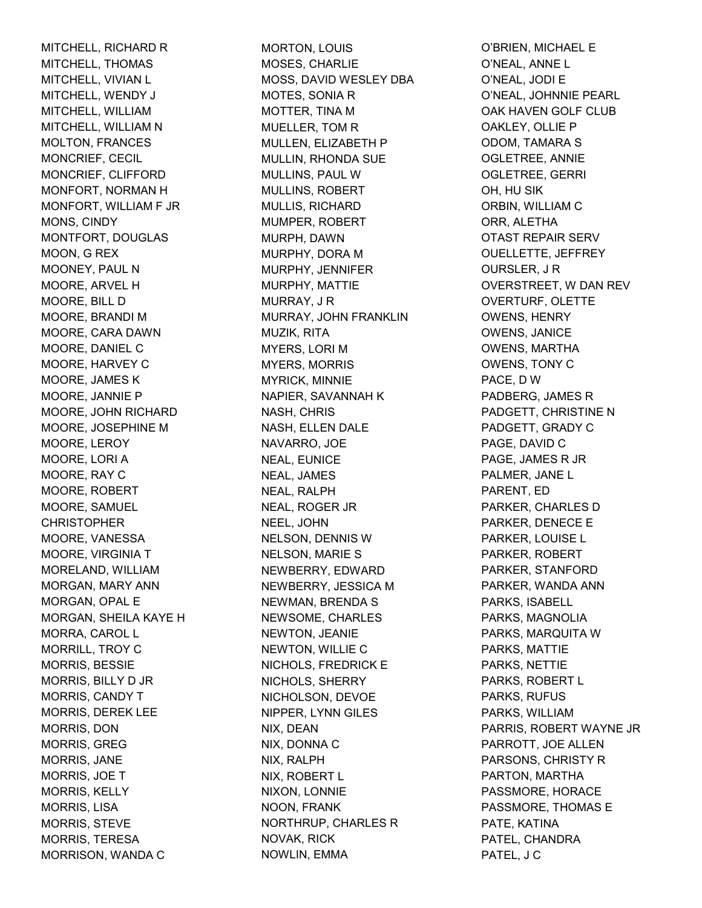MITCHELL, RICHARD R
MITCHELL, THOMAS
MITCHELL, VIVIAN L
MITCHELL, WENDY J
MITCHELL, WILLIAM
MITCHELL, WILLIAM N
MOLTON, FRANCES
MONCRIEF, CECIL
MONCRIEF, CLIFFORD
MONFORT, NORMAN H
MONFORT, WILLIAM F JR
MONS, CINDY
MONTFORT, DOUGLAS
MOON, G REX
MOONEY, PAUL N
MOORE, ARVEL H
MOORE, BILL D
MOORE, BRANDI M
MOORE, CARA DAWN
MOORE, DANIEL C
MOORE, HARVEY C
MOORE, JAMES K
MOORE, JANNIE P
MOORE, JOHN RICHARD
MOORE, JOSEPHINE M
MOORE, LEROY
MOORE, LORI A
MOORE, RAY C
MOORE, ROBERT
MOORE, SAMUEL CHRISTOPHER
MOORE, VANESSA
MOORE, VIRGINIA T
MORELAND, WILLIAM
MORGAN, MARY ANN
MORGAN, OPAL E
MORGAN, SHEILA KAYE H
MORRA, CAROL L
MORRILL, TROY C
MORRIS, BESSIE
MORRIS, BILLY D JR
MORRIS, CANDY T
MORRIS, DEREK LEE
MORRIS, DON
MORRIS, GREG
MORRIS, JANE
MORRIS, JOE T
MORRIS, KELLY
MORRIS, LISA
MORRIS, STEVE
MORRIS, TERESA
MORRISON, WANDA C
MORTON, LOUIS
MOSES, CHARLIE
MOSS, DAVID WESLEY DBA
MOTES, SONIA R
MOTTER, TINA M
MUELLER, TOM R
MULLEN, ELIZABETH P
MULLIN, RHONDA SUE
MULLINS, PAUL W
MULLINS, ROBERT
MULLIS, RICHARD
MUMPER, ROBERT
MURPH, DAWN
MURPHY, DORA M
MURPHY, JENNIFER
MURPHY, MATTIE
MURRAY, J R
MURRAY, JOHN FRANKLIN
MUZIK, RITA
MYERS, LORI M
MYERS, MORRIS
MYRICK, MINNIE
NAPIER, SAVANNAH K
NASH, CHRIS
NASH, ELLEN DALE
NAVARRO, JOE
NEAL, EUNICE
NEAL, JAMES
NEAL, RALPH
NEAL, ROGER JR
NEEL, JOHN
NELSON, DENNIS W
NELSON, MARIE S
NEWBERRY, EDWARD
NEWBERRY, JESSICA M
NEWMAN, BRENDA S
NEWSOME, CHARLES
NEWTON, JEANIE
NEWTON, WILLIE C
NICHOLS, FREDRICK E
NICHOLS, SHERRY
NICHOLSON, DEVOE
NIPPER, LYNN GILES
NIX, DEAN
NIX, DONNA C
NIX, RALPH
NIX, ROBERT L
NIXON, LONNIE
NOON, FRANK
NORTHRUP, CHARLES R
NOVAK, RICK
NOWLIN, EMMA
O'BRIEN, MICHAEL E
O'NEAL, ANNE L
O'NEAL, JODI E
O'NEAL, JOHNNIE PEARL
OAK HAVEN GOLF CLUB
OAKLEY, OLLIE P
ODOM, TAMARA S
OGLETREE, ANNIE
OGLETREE, GERRI
OH, HU SIK
ORBIN, WILLIAM C
ORR, ALETHA
OTAST REPAIR SERV
OUELLETTE, JEFFREY
OURSLER, J R
OVERSTREET, W DAN REV
OVERTURF, OLETTE
OWENS, HENRY
OWENS, JANICE
OWENS, MARTHA
OWENS, TONY C
PACE, D W
PADBERG, JAMES R
PADGETT, CHRISTINE N
PADGETT, GRADY C
PAGE, DAVID C
PAGE, JAMES R JR
PALMER, JANE L
PARENT, ED
PARKER, CHARLES D
PARKER, DENECE E
PARKER, LOUISE L
PARKER, ROBERT
PARKER, STANFORD
PARKER, WANDA ANN
PARKS, ISABELL
PARKS, MAGNOLIA
PARKS, MARQUITA W
PARKS, MATTIE
PARKS, NETTIE
PARKS, ROBERT L
PARKS, RUFUS
PARKS, WILLIAM
PARRIS, ROBERT WAYNE JR
PARROTT, JOE ALLEN
PARSONS, CHRISTY R
PARTON, MARTHA
PASSMORE, HORACE
PASSMORE, THOMAS E
PATE, KATINA
PATEL, CHANDRA
PATEL, J C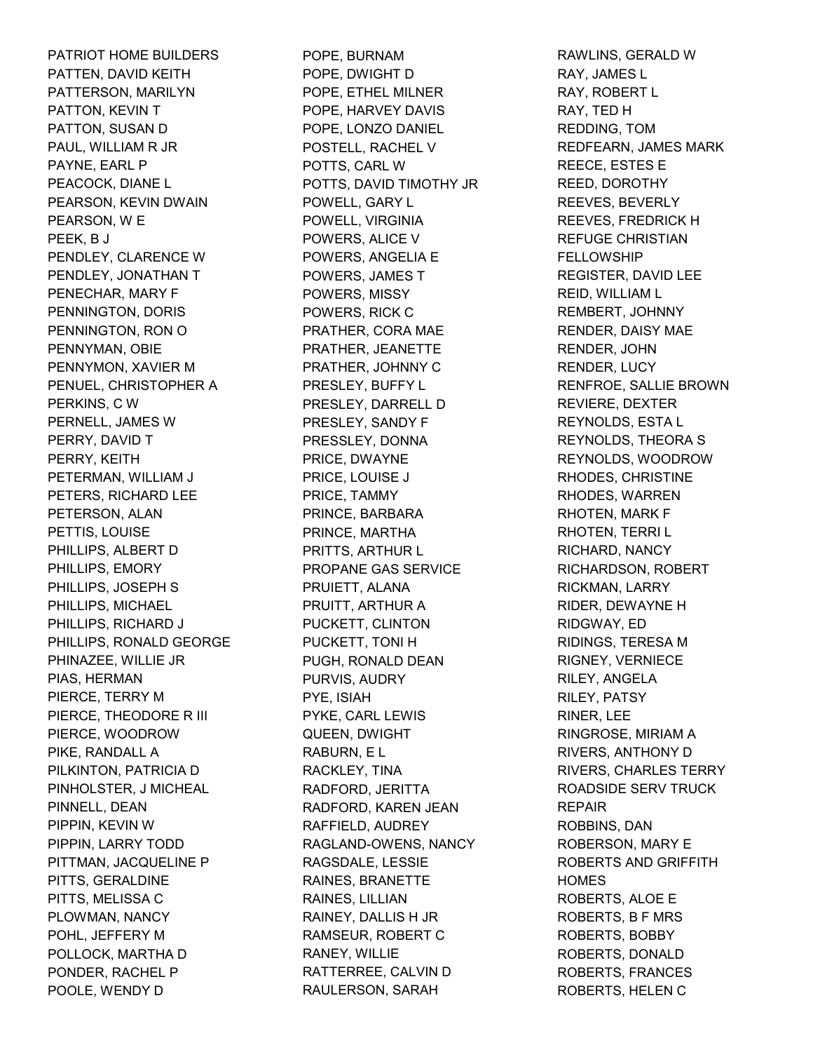PATRIOT HOME BUILDERS
PATTEN, DAVID KEITH
PATTERSON, MARILYN
PATTON, KEVIN T
PATTON, SUSAN D
PAUL, WILLIAM R JR
PAYNE, EARL P
PEACOCK, DIANE L
PEARSON, KEVIN DWAIN
PEARSON, W E
PEEK, B J
PENDLEY, CLARENCE W
PENDLEY, JONATHAN T
PENECHAR, MARY F
PENNINGTON, DORIS
PENNINGTON, RON O
PENNYMAN, OBIE
PENNYMON, XAVIER M
PENUEL, CHRISTOPHER A
PERKINS, C W
PERNELL, JAMES W
PERRY, DAVID T
PERRY, KEITH
PETERMAN, WILLIAM J
PETERS, RICHARD LEE
PETERSON, ALAN
PETTIS, LOUISE
PHILLIPS, ALBERT D
PHILLIPS, EMORY
PHILLIPS, JOSEPH S
PHILLIPS, MICHAEL
PHILLIPS, RICHARD J
PHILLIPS, RONALD GEORGE
PHINAZEE, WILLIE JR
PIAS, HERMAN
PIERCE, TERRY M
PIERCE, THEODORE R III
PIERCE, WOODROW
PIKE, RANDALL A
PILKINTON, PATRICIA D
PINHOLSTER, J MICHEAL
PINNELL, DEAN
PIPPIN, KEVIN W
PIPPIN, LARRY TODD
PITTMAN, JACQUELINE P
PITTS, GERALDINE
PITTS, MELISSA C
PLOWMAN, NANCY
POHL, JEFFERY M
POLLOCK, MARTHA D
PONDER, RACHEL P
POOLE, WENDY D
POPE, BURNAM
POPE, DWIGHT D
POPE, ETHEL MILNER
POPE, HARVEY DAVIS
POPE, LONZO DANIEL
POSTELL, RACHEL V
POTTS, CARL W
POTTS, DAVID TIMOTHY JR
POWELL, GARY L
POWELL, VIRGINIA
POWERS, ALICE V
POWERS, ANGELIA E
POWERS, JAMES T
POWERS, MISSY
POWERS, RICK C
PRATHER, CORA MAE
PRATHER, JEANETTE
PRATHER, JOHNNY C
PRESLEY, BUFFY L
PRESLEY, DARRELL D
PRESLEY, SANDY F
PRESSLEY, DONNA
PRICE, DWAYNE
PRICE, LOUISE J
PRICE, TAMMY
PRINCE, BARBARA
PRINCE, MARTHA
PRITTS, ARTHUR L
PROPANE GAS SERVICE
PRUIETT, ALANA
PRUITT, ARTHUR A
PUCKETT, CLINTON
PUCKETT, TONI H
PUGH, RONALD DEAN
PURVIS, AUDRY
PYE, ISIAH
PYKE, CARL LEWIS
QUEEN, DWIGHT
RABURN, E L
RACKLEY, TINA
RADFORD, JERITTA
RADFORD, KAREN JEAN
RAFFIELD, AUDREY
RAGLAND-OWENS, NANCY
RAGSDALE, LESSIE
RAINES, BRANETTE
RAINES, LILLIAN
RAINEY, DALLIS H JR
RAMSEUR, ROBERT C
RANEY, WILLIE
RATTERREE, CALVIN D
RAULERSON, SARAH
RAWLINS, GERALD W
RAY, JAMES L
RAY, ROBERT L
RAY, TED H
REDDING, TOM
REDFEARN, JAMES MARK
REECE, ESTES E
REED, DOROTHY
REEVES, BEVERLY
REEVES, FREDRICK H
REFUGE CHRISTIAN FELLOWSHIP
REGISTER, DAVID LEE
REID, WILLIAM L
REMBERT, JOHNNY
RENDER, DAISY MAE
RENDER, JOHN
RENDER, LUCY
RENFROE, SALLIE BROWN
REVIERE, DEXTER
REYNOLDS, ESTA L
REYNOLDS, THEORA S
REYNOLDS, WOODROW
RHODES, CHRISTINE
RHODES, WARREN
RHOTEN, MARK F
RHOTEN, TERRI L
RICHARD, NANCY
RICHARDSON, ROBERT
RICKMAN, LARRY
RIDER, DEWAYNE H
RIDGWAY, ED
RIDINGS, TERESA M
RIGNEY, VERNIECE
RILEY, ANGELA
RILEY, PATSY
RINER, LEE
RINGROSE, MIRIAM A
RIVERS, ANTHONY D
RIVERS, CHARLES TERRY
ROADSIDE SERV TRUCK REPAIR
ROBBINS, DAN
ROBERSON, MARY E
ROBERTS AND GRIFFITH HOMES
ROBERTS, ALOE E
ROBERTS, B F MRS
ROBERTS, BOBBY
ROBERTS, DONALD
ROBERTS, FRANCES
ROBERTS, HELEN C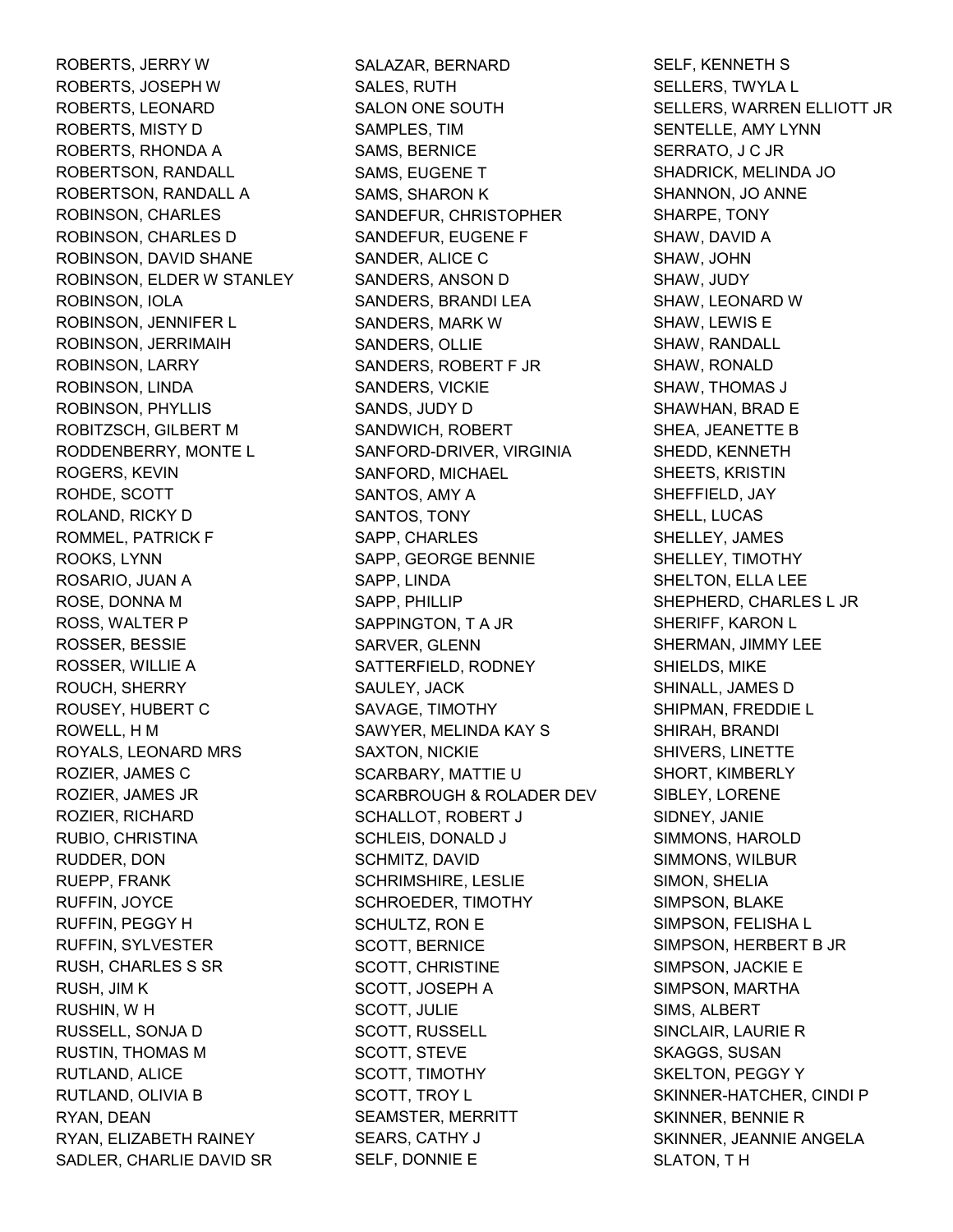ROBERTS, JERRY W
ROBERTS, JOSEPH W
ROBERTS, LEONARD
ROBERTS, MISTY D
ROBERTS, RHONDA A
ROBERTSON, RANDALL
ROBERTSON, RANDALL A
ROBINSON, CHARLES
ROBINSON, CHARLES D
ROBINSON, DAVID SHANE
ROBINSON, ELDER W STANLEY
ROBINSON, IOLA
ROBINSON, JENNIFER L
ROBINSON, JERRIMAIH
ROBINSON, LARRY
ROBINSON, LINDA
ROBINSON, PHYLLIS
ROBITZSCH, GILBERT M
RODDENBERRY, MONTE L
ROGERS, KEVIN
ROHDE, SCOTT
ROLAND, RICKY D
ROMMEL, PATRICK F
ROOKS, LYNN
ROSARIO, JUAN A
ROSE, DONNA M
ROSS, WALTER P
ROSSER, BESSIE
ROSSER, WILLIE A
ROUCH, SHERRY
ROUSEY, HUBERT C
ROWELL, H M
ROYALS, LEONARD MRS
ROZIER, JAMES C
ROZIER, JAMES JR
ROZIER, RICHARD
RUBIO, CHRISTINA
RUDDER, DON
RUEPP, FRANK
RUFFIN, JOYCE
RUFFIN, PEGGY H
RUFFIN, SYLVESTER
RUSH, CHARLES S SR
RUSH, JIM K
RUSHIN, W H
RUSSELL, SONJA D
RUSTIN, THOMAS M
RUTLAND, ALICE
RUTLAND, OLIVIA B
RYAN, DEAN
RYAN, ELIZABETH RAINEY
SADLER, CHARLIE DAVID SR
SALAZAR, BERNARD
SALES, RUTH
SALON ONE SOUTH
SAMPLES, TIM
SAMS, BERNICE
SAMS, EUGENE T
SAMS, SHARON K
SANDEFUR, CHRISTOPHER
SANDEFUR, EUGENE F
SANDER, ALICE C
SANDERS, ANSON D
SANDERS, BRANDI LEA
SANDERS, MARK W
SANDERS, OLLIE
SANDERS, ROBERT F JR
SANDERS, VICKIE
SANDS, JUDY D
SANDWICH, ROBERT
SANFORD-DRIVER, VIRGINIA
SANFORD, MICHAEL
SANTOS, AMY A
SANTOS, TONY
SAPP, CHARLES
SAPP, GEORGE BENNIE
SAPP, LINDA
SAPP, PHILLIP
SAPPINGTON, T A JR
SARVER, GLENN
SATTERFIELD, RODNEY
SAULEY, JACK
SAVAGE, TIMOTHY
SAWYER, MELINDA KAY S
SAXTON, NICKIE
SCARBARY, MATTIE U
SCARBROUGH & ROLADER DEV
SCHALLOT, ROBERT J
SCHLEIS, DONALD J
SCHMITZ, DAVID
SCHRIMSHIRE, LESLIE
SCHROEDER, TIMOTHY
SCHULTZ, RON E
SCOTT, BERNICE
SCOTT, CHRISTINE
SCOTT, JOSEPH A
SCOTT, JULIE
SCOTT, RUSSELL
SCOTT, STEVE
SCOTT, TIMOTHY
SCOTT, TROY L
SEAMSTER, MERRITT
SEARS, CATHY J
SELF, DONNIE E
SELF, KENNETH S
SELLERS, TWYLA L
SELLERS, WARREN ELLIOTT JR
SENTELLE, AMY LYNN
SERRATO, J C JR
SHADRICK, MELINDA JO
SHANNON, JO ANNE
SHARPE, TONY
SHAW, DAVID A
SHAW, JOHN
SHAW, JUDY
SHAW, LEONARD W
SHAW, LEWIS E
SHAW, RANDALL
SHAW, RONALD
SHAW, THOMAS J
SHAWHAN, BRAD E
SHEA, JEANETTE B
SHEDD, KENNETH
SHEETS, KRISTIN
SHEFFIELD, JAY
SHELL, LUCAS
SHELLEY, JAMES
SHELLEY, TIMOTHY
SHELTON, ELLA LEE
SHEPHERD, CHARLES L JR
SHERIFF, KARON L
SHERMAN, JIMMY LEE
SHIELDS, MIKE
SHINALL, JAMES D
SHIPMAN, FREDDIE L
SHIRAH, BRANDI
SHIVERS, LINETTE
SHORT, KIMBERLY
SIBLEY, LORENE
SIDNEY, JANIE
SIMMONS, HAROLD
SIMMONS, WILBUR
SIMON, SHELIA
SIMPSON, BLAKE
SIMPSON, FELISHA L
SIMPSON, HERBERT B JR
SIMPSON, JACKIE E
SIMPSON, MARTHA
SIMS, ALBERT
SINCLAIR, LAURIE R
SKAGGS, SUSAN
SKELTON, PEGGY Y
SKINNER-HATCHER, CINDI P
SKINNER, BENNIE R
SKINNER, JEANNIE ANGELA
SLATON, T H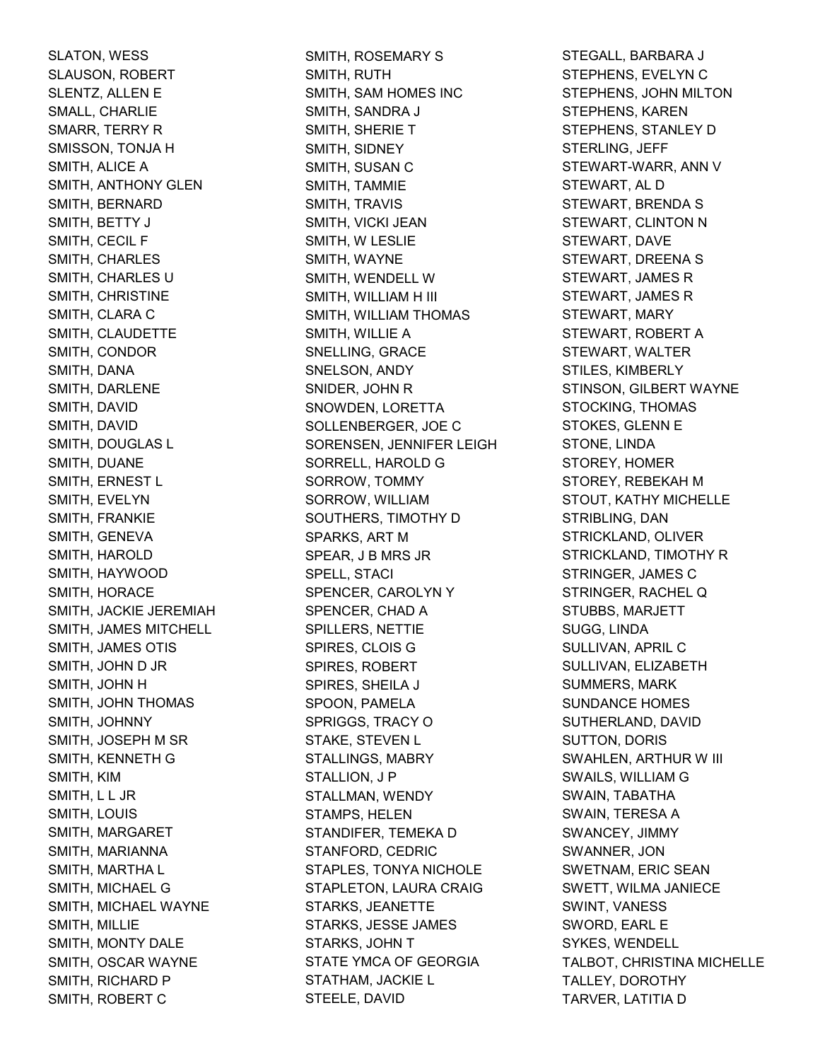SLATON, WESS
SLAUSON, ROBERT
SLENTZ, ALLEN E
SMALL, CHARLIE
SMARR, TERRY R
SMISSON, TONJA H
SMITH, ALICE A
SMITH, ANTHONY GLEN
SMITH, BERNARD
SMITH, BETTY J
SMITH, CECIL F
SMITH, CHARLES
SMITH, CHARLES U
SMITH, CHRISTINE
SMITH, CLARA C
SMITH, CLAUDETTE
SMITH, CONDOR
SMITH, DANA
SMITH, DARLENE
SMITH, DAVID
SMITH, DAVID
SMITH, DOUGLAS L
SMITH, DUANE
SMITH, ERNEST L
SMITH, EVELYN
SMITH, FRANKIE
SMITH, GENEVA
SMITH, HAROLD
SMITH, HAYWOOD
SMITH, HORACE
SMITH, JACKIE JEREMIAH
SMITH, JAMES MITCHELL
SMITH, JAMES OTIS
SMITH, JOHN D JR
SMITH, JOHN H
SMITH, JOHN THOMAS
SMITH, JOHNNY
SMITH, JOSEPH M SR
SMITH, KENNETH G
SMITH, KIM
SMITH, L L JR
SMITH, LOUIS
SMITH, MARGARET
SMITH, MARIANNA
SMITH, MARTHA L
SMITH, MICHAEL G
SMITH, MICHAEL WAYNE
SMITH, MILLIE
SMITH, MONTY DALE
SMITH, OSCAR WAYNE
SMITH, RICHARD P
SMITH, ROBERT C
SMITH, ROSEMARY S
SMITH, RUTH
SMITH, SAM HOMES INC
SMITH, SANDRA J
SMITH, SHERIE T
SMITH, SIDNEY
SMITH, SUSAN C
SMITH, TAMMIE
SMITH, TRAVIS
SMITH, VICKI JEAN
SMITH, W LESLIE
SMITH, WAYNE
SMITH, WENDELL W
SMITH, WILLIAM H III
SMITH, WILLIAM THOMAS
SMITH, WILLIE A
SNELLING, GRACE
SNELSON, ANDY
SNIDER, JOHN R
SNOWDEN, LORETTA
SOLLENBERGER, JOE C
SORENSEN, JENNIFER LEIGH
SORRELL, HAROLD G
SORROW, TOMMY
SORROW, WILLIAM
SOUTHERS, TIMOTHY D
SPARKS, ART M
SPEAR, J B MRS JR
SPELL, STACI
SPENCER, CAROLYN Y
SPENCER, CHAD A
SPILLERS, NETTIE
SPIRES, CLOIS G
SPIRES, ROBERT
SPIRES, SHEILA J
SPOON, PAMELA
SPRIGGS, TRACY O
STAKE, STEVEN L
STALLINGS, MABRY
STALLION, J P
STALLMAN, WENDY
STAMPS, HELEN
STANDIFER, TEMEKA D
STANFORD, CEDRIC
STAPLES, TONYA NICHOLE
STAPLETON, LAURA CRAIG
STARKS, JEANETTE
STARKS, JESSE JAMES
STARKS, JOHN T
STATE YMCA OF GEORGIA
STATHAM, JACKIE L
STEELE, DAVID
STEGALL, BARBARA J
STEPHENS, EVELYN C
STEPHENS, JOHN MILTON
STEPHENS, KAREN
STEPHENS, STANLEY D
STERLING, JEFF
STEWART-WARR, ANN V
STEWART, AL D
STEWART, BRENDA S
STEWART, CLINTON N
STEWART, DAVE
STEWART, DREENA S
STEWART, JAMES R
STEWART, JAMES R
STEWART, MARY
STEWART, ROBERT A
STEWART, WALTER
STILES, KIMBERLY
STINSON, GILBERT WAYNE
STOCKING, THOMAS
STOKES, GLENN E
STONE, LINDA
STOREY, HOMER
STOREY, REBEKAH M
STOUT, KATHY MICHELLE
STRIBLING, DAN
STRICKLAND, OLIVER
STRICKLAND, TIMOTHY R
STRINGER, JAMES C
STRINGER, RACHEL Q
STUBBS, MARJETT
SUGG, LINDA
SULLIVAN, APRIL C
SULLIVAN, ELIZABETH
SUMMERS, MARK
SUNDANCE HOMES
SUTHERLAND, DAVID
SUTTON, DORIS
SWAHLEN, ARTHUR W III
SWAILS, WILLIAM G
SWAIN, TABATHA
SWAIN, TERESA A
SWANCEY, JIMMY
SWANNER, JON
SWETNAM, ERIC SEAN
SWETT, WILMA JANIECE
SWINT, VANESS
SWORD, EARL E
SYKES, WENDELL
TALBOT, CHRISTINA MICHELLE
TALLEY, DOROTHY
TARVER, LATITIA D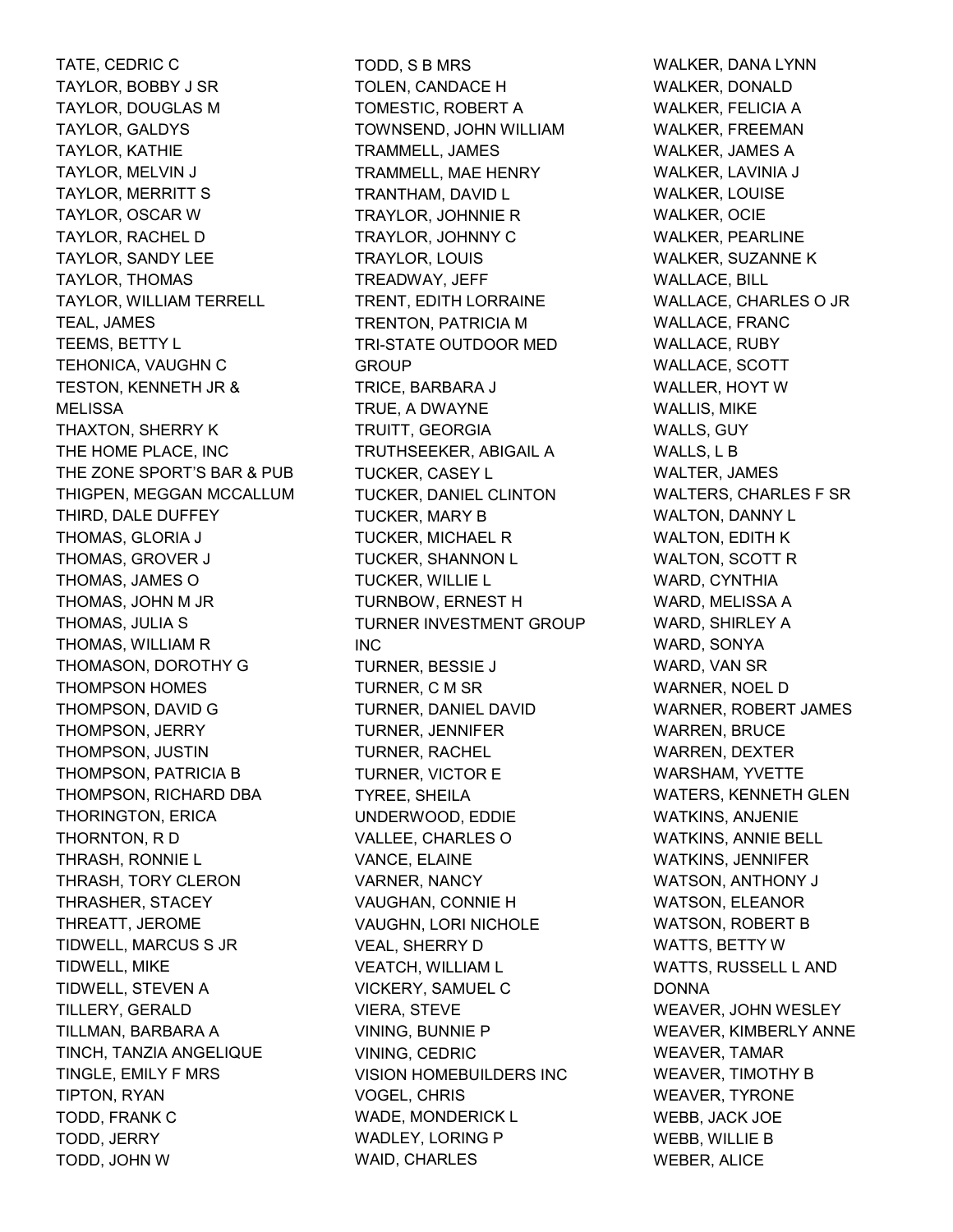TATE, CEDRIC C
TAYLOR, BOBBY J SR
TAYLOR, DOUGLAS M
TAYLOR, GALDYS
TAYLOR, KATHIE
TAYLOR, MELVIN J
TAYLOR, MERRITT S
TAYLOR, OSCAR W
TAYLOR, RACHEL D
TAYLOR, SANDY LEE
TAYLOR, THOMAS
TAYLOR, WILLIAM TERRELL
TEAL, JAMES
TEEMS, BETTY L
TEHONICA, VAUGHN C
TESTON, KENNETH JR & MELISSA
THAXTON, SHERRY K
THE HOME PLACE, INC
THE ZONE SPORT'S BAR & PUB
THIGPEN, MEGGAN MCCALLUM
THIRD, DALE DUFFEY
THOMAS, GLORIA J
THOMAS, GROVER J
THOMAS, JAMES O
THOMAS, JOHN M JR
THOMAS, JULIA S
THOMAS, WILLIAM R
THOMASON, DOROTHY G
THOMPSON HOMES
THOMPSON, DAVID G
THOMPSON, JERRY
THOMPSON, JUSTIN
THOMPSON, PATRICIA B
THOMPSON, RICHARD DBA
THORINGTON, ERICA
THORNTON, R D
THRASH, RONNIE L
THRASH, TORY CLERON
THRASHER, STACEY
THREATT, JEROME
TIDWELL, MARCUS S JR
TIDWELL, MIKE
TIDWELL, STEVEN A
TILLERY, GERALD
TILLMAN, BARBARA A
TINCH, TANZIA ANGELIQUE
TINGLE, EMILY F MRS
TIPTON, RYAN
TODD, FRANK C
TODD, JERRY
TODD, JOHN W
TODD, S B MRS
TOLEN, CANDACE H
TOMESTIC, ROBERT A
TOWNSEND, JOHN WILLIAM
TRAMMELL, JAMES
TRAMMELL, MAE HENRY
TRANTHAM, DAVID L
TRAYLOR, JOHNNIE R
TRAYLOR, JOHNNY C
TRAYLOR, LOUIS
TREADWAY, JEFF
TRENT, EDITH LORRAINE
TRENTON, PATRICIA M
TRI-STATE OUTDOOR MED GROUP
TRICE, BARBARA J
TRUE, A DWAYNE
TRUITT, GEORGIA
TRUTHSEEKER, ABIGAIL A
TUCKER, CASEY L
TUCKER, DANIEL CLINTON
TUCKER, MARY B
TUCKER, MICHAEL R
TUCKER, SHANNON L
TUCKER, WILLIE L
TURNBOW, ERNEST H
TURNER INVESTMENT GROUP INC
TURNER, BESSIE J
TURNER, C M SR
TURNER, DANIEL DAVID
TURNER, JENNIFER
TURNER, RACHEL
TURNER, VICTOR E
TYREE, SHEILA
UNDERWOOD, EDDIE
VALLEE, CHARLES O
VANCE, ELAINE
VARNER, NANCY
VAUGHAN, CONNIE H
VAUGHN, LORI NICHOLE
VEAL, SHERRY D
VEATCH, WILLIAM L
VICKERY, SAMUEL C
VIERA, STEVE
VINING, BUNNIE P
VINING, CEDRIC
VISION HOMEBUILDERS INC
VOGEL, CHRIS
WADE, MONDERICK L
WADLEY, LORING P
WAID, CHARLES
WALKER, DANA LYNN
WALKER, DONALD
WALKER, FELICIA A
WALKER, FREEMAN
WALKER, JAMES A
WALKER, LAVINIA J
WALKER, LOUISE
WALKER, OCIE
WALKER, PEARLINE
WALKER, SUZANNE K
WALLACE, BILL
WALLACE, CHARLES O JR
WALLACE, FRANC
WALLACE, RUBY
WALLACE, SCOTT
WALLER, HOYT W
WALLIS, MIKE
WALLS, GUY
WALLS, L B
WALTER, JAMES
WALTERS, CHARLES F SR
WALTON, DANNY L
WALTON, EDITH K
WALTON, SCOTT R
WARD, CYNTHIA
WARD, MELISSA A
WARD, SHIRLEY A
WARD, SONYA
WARD, VAN SR
WARNER, NOEL D
WARNER, ROBERT JAMES
WARREN, BRUCE
WARREN, DEXTER
WARSHAM, YVETTE
WATERS, KENNETH GLEN
WATKINS, ANJENIE
WATKINS, ANNIE BELL
WATKINS, JENNIFER
WATSON, ANTHONY J
WATSON, ELEANOR
WATSON, ROBERT B
WATTS, BETTY W
WATTS, RUSSELL L AND DONNA
WEAVER, JOHN WESLEY
WEAVER, KIMBERLY ANNE
WEAVER, TAMAR
WEAVER, TIMOTHY B
WEAVER, TYRONE
WEBB, JACK JOE
WEBB, WILLIE B
WEBER, ALICE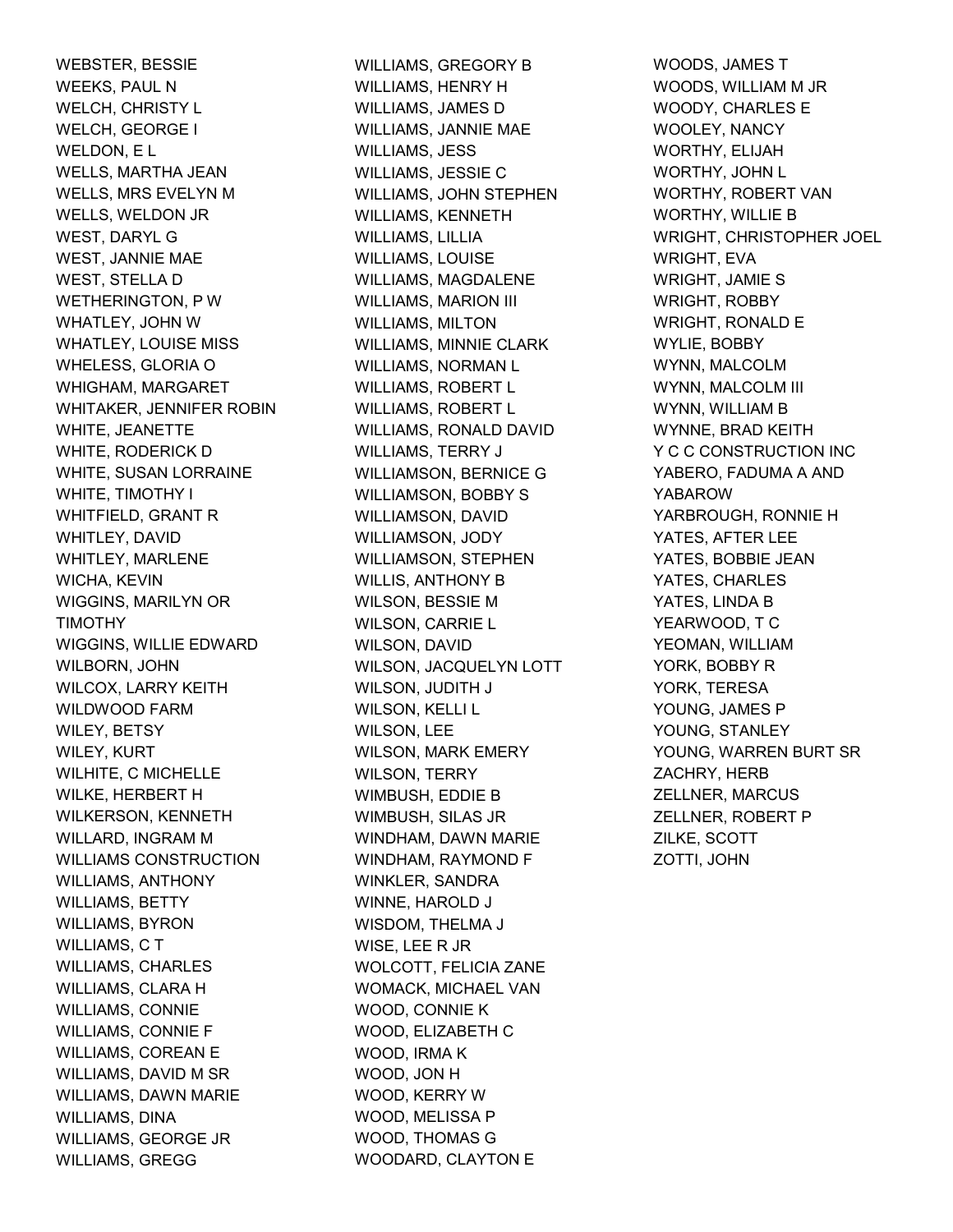WEBSTER, BESSIE
WEEKS, PAUL N
WELCH, CHRISTY L
WELCH, GEORGE I
WELDON, E L
WELLS, MARTHA JEAN
WELLS, MRS EVELYN M
WELLS, WELDON JR
WEST, DARYL G
WEST, JANNIE MAE
WEST, STELLA D
WETHERINGTON, P W
WHATLEY, JOHN W
WHATLEY, LOUISE MISS
WHELESS, GLORIA O
WHIGHAM, MARGARET
WHITAKER, JENNIFER ROBIN
WHITE, JEANETTE
WHITE, RODERICK D
WHITE, SUSAN LORRAINE
WHITE, TIMOTHY I
WHITFIELD, GRANT R
WHITLEY, DAVID
WHITLEY, MARLENE
WICHA, KEVIN
WIGGINS, MARILYN OR TIMOTHY
WIGGINS, WILLIE EDWARD
WILBORN, JOHN
WILCOX, LARRY KEITH
WILDWOOD FARM
WILEY, BETSY
WILEY, KURT
WILHITE, C MICHELLE
WILKE, HERBERT H
WILKERSON, KENNETH
WILLARD, INGRAM M
WILLIAMS CONSTRUCTION
WILLIAMS, ANTHONY
WILLIAMS, BETTY
WILLIAMS, BYRON
WILLIAMS, C T
WILLIAMS, CHARLES
WILLIAMS, CLARA H
WILLIAMS, CONNIE
WILLIAMS, CONNIE F
WILLIAMS, COREAN E
WILLIAMS, DAVID M SR
WILLIAMS, DAWN MARIE
WILLIAMS, DINA
WILLIAMS, GEORGE JR
WILLIAMS, GREGG
WILLIAMS, GREGORY B
WILLIAMS, HENRY H
WILLIAMS, JAMES D
WILLIAMS, JANNIE MAE
WILLIAMS, JESS
WILLIAMS, JESSIE C
WILLIAMS, JOHN STEPHEN
WILLIAMS, KENNETH
WILLIAMS, LILLIA
WILLIAMS, LOUISE
WILLIAMS, MAGDALENE
WILLIAMS, MARION III
WILLIAMS, MILTON
WILLIAMS, MINNIE CLARK
WILLIAMS, NORMAN L
WILLIAMS, ROBERT L
WILLIAMS, ROBERT L
WILLIAMS, RONALD DAVID
WILLIAMS, TERRY J
WILLIAMSON, BERNICE G
WILLIAMSON, BOBBY S
WILLIAMSON, DAVID
WILLIAMSON, JODY
WILLIAMSON, STEPHEN
WILLIS, ANTHONY B
WILSON, BESSIE M
WILSON, CARRIE L
WILSON, DAVID
WILSON, JACQUELYN LOTT
WILSON, JUDITH J
WILSON, KELLI L
WILSON, LEE
WILSON, MARK EMERY
WILSON, TERRY
WIMBUSH, EDDIE B
WIMBUSH, SILAS JR
WINDHAM, DAWN MARIE
WINDHAM, RAYMOND F
WINKLER, SANDRA
WINNE, HAROLD J
WISDOM, THELMA J
WISE, LEE R JR
WOLCOTT, FELICIA ZANE
WOMACK, MICHAEL VAN
WOOD, CONNIE K
WOOD, ELIZABETH C
WOOD, IRMA K
WOOD, JON H
WOOD, KERRY W
WOOD, MELISSA P
WOOD, THOMAS G
WOODARD, CLAYTON E
WOODS, JAMES T
WOODS, WILLIAM M JR
WOODY, CHARLES E
WOOLEY, NANCY
WORTHY, ELIJAH
WORTHY, JOHN L
WORTHY, ROBERT VAN
WORTHY, WILLIE B
WRIGHT, CHRISTOPHER JOEL
WRIGHT, EVA
WRIGHT, JAMIE S
WRIGHT, ROBBY
WRIGHT, RONALD E
WYLIE, BOBBY
WYNN, MALCOLM
WYNN, MALCOLM III
WYNN, WILLIAM B
WYNNE, BRAD KEITH
Y C C CONSTRUCTION INC
YABERO, FADUMA A AND YABAROW
YARBROUGH, RONNIE H
YATES, AFTER LEE
YATES, BOBBIE JEAN
YATES, CHARLES
YATES, LINDA B
YEARWOOD, T C
YEOMAN, WILLIAM
YORK, BOBBY R
YORK, TERESA
YOUNG, JAMES P
YOUNG, STANLEY
YOUNG, WARREN BURT SR
ZACHRY, HERB
ZELLNER, MARCUS
ZELLNER, ROBERT P
ZILKE, SCOTT
ZOTTI, JOHN